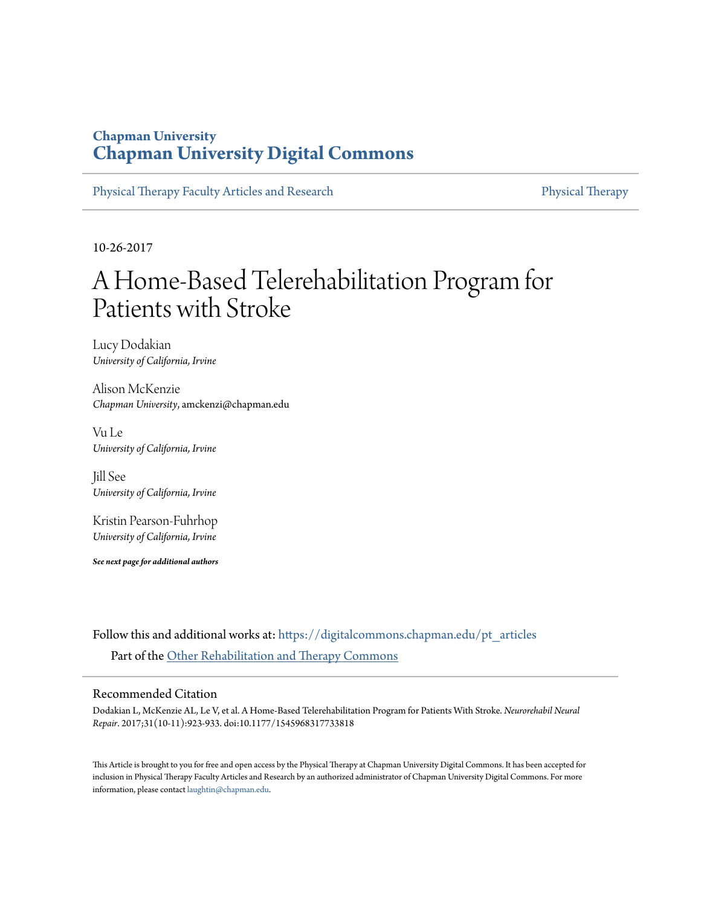Chapman University

# Chapman University Digital Commons

Physical Therapy Faculty Articles and Research | Physical Therapy

10-26-2017

# A Home-Based Telerehabilitation Program for Patients with Stroke

Lucy Dodakian
*University of California, Irvine*

Alison McKenzie
*Chapman University*, amckenzi@chapman.edu

Vu Le
*University of California, Irvine*

Jill See
*University of California, Irvine*

Kristin Pearson-Fuhrhop
*University of California, Irvine*

***See next page for additional authors***

Follow this and additional works at: https://digitalcommons.chapman.edu/pt_articles

Part of the Other Rehabilitation and Therapy Commons

## Recommended Citation

Dodakian L, McKenzie AL, Le V, et al. A Home-Based Telerehabilitation Program for Patients With Stroke. *Neurorehabil Neural Repair*. 2017;31(10-11):923-933. doi:10.1177/1545968317733818

This Article is brought to you for free and open access by the Physical Therapy at Chapman University Digital Commons. It has been accepted for inclusion in Physical Therapy Faculty Articles and Research by an authorized administrator of Chapman University Digital Commons. For more information, please contact laughtin@chapman.edu.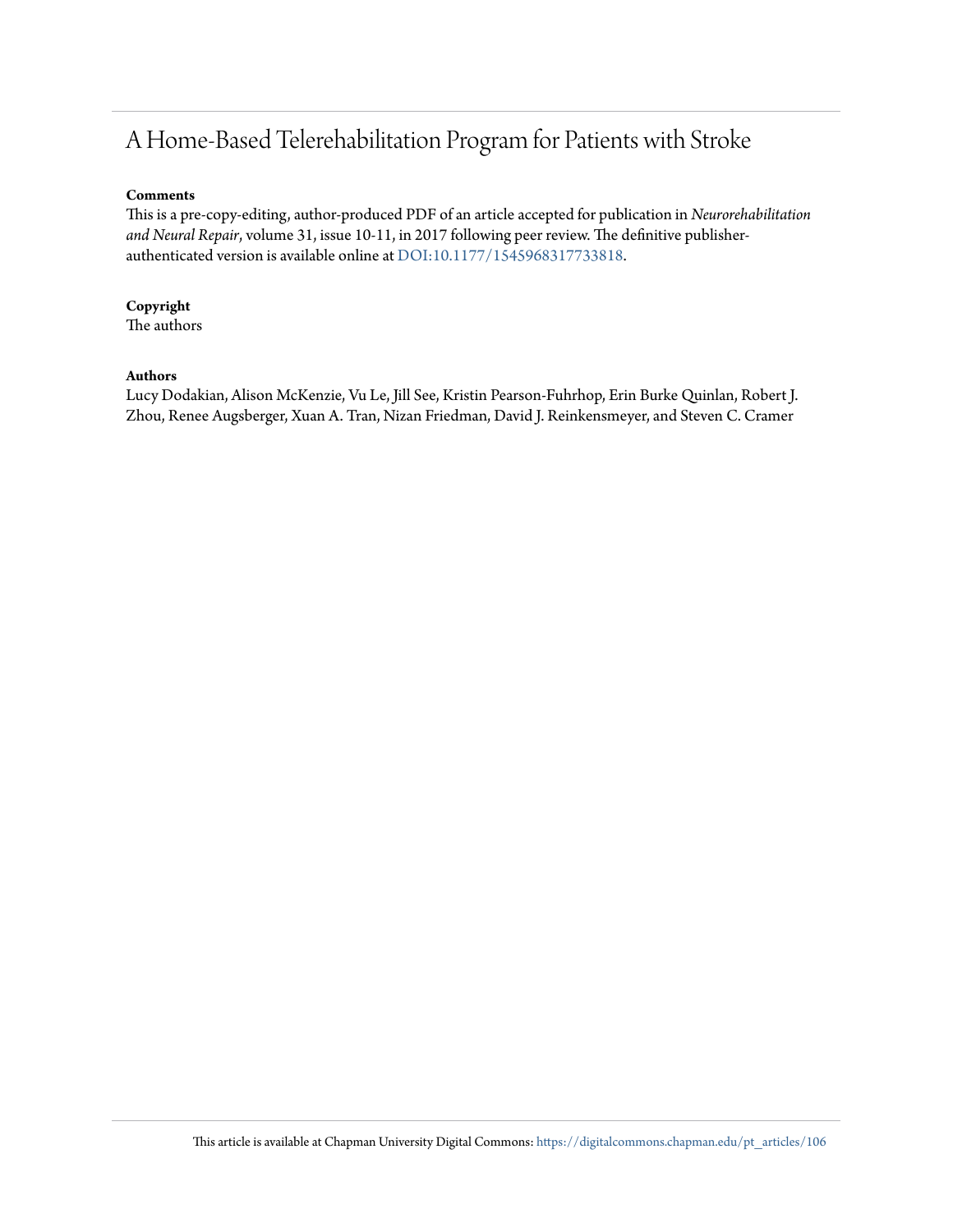# A Home-Based Telerehabilitation Program for Patients with Stroke

**Comments**

This is a pre-copy-editing, author-produced PDF of an article accepted for publication in *Neurorehabilitation and Neural Repair*, volume 31, issue 10-11, in 2017 following peer review. The definitive publisher-authenticated version is available online at DOI:10.1177/1545968317733818.

**Copyright**

The authors

**Authors**

Lucy Dodakian, Alison McKenzie, Vu Le, Jill See, Kristin Pearson-Fuhrhop, Erin Burke Quinlan, Robert J. Zhou, Renee Augsberger, Xuan A. Tran, Nizan Friedman, David J. Reinkensmeyer, and Steven C. Cramer

This article is available at Chapman University Digital Commons: https://digitalcommons.chapman.edu/pt_articles/106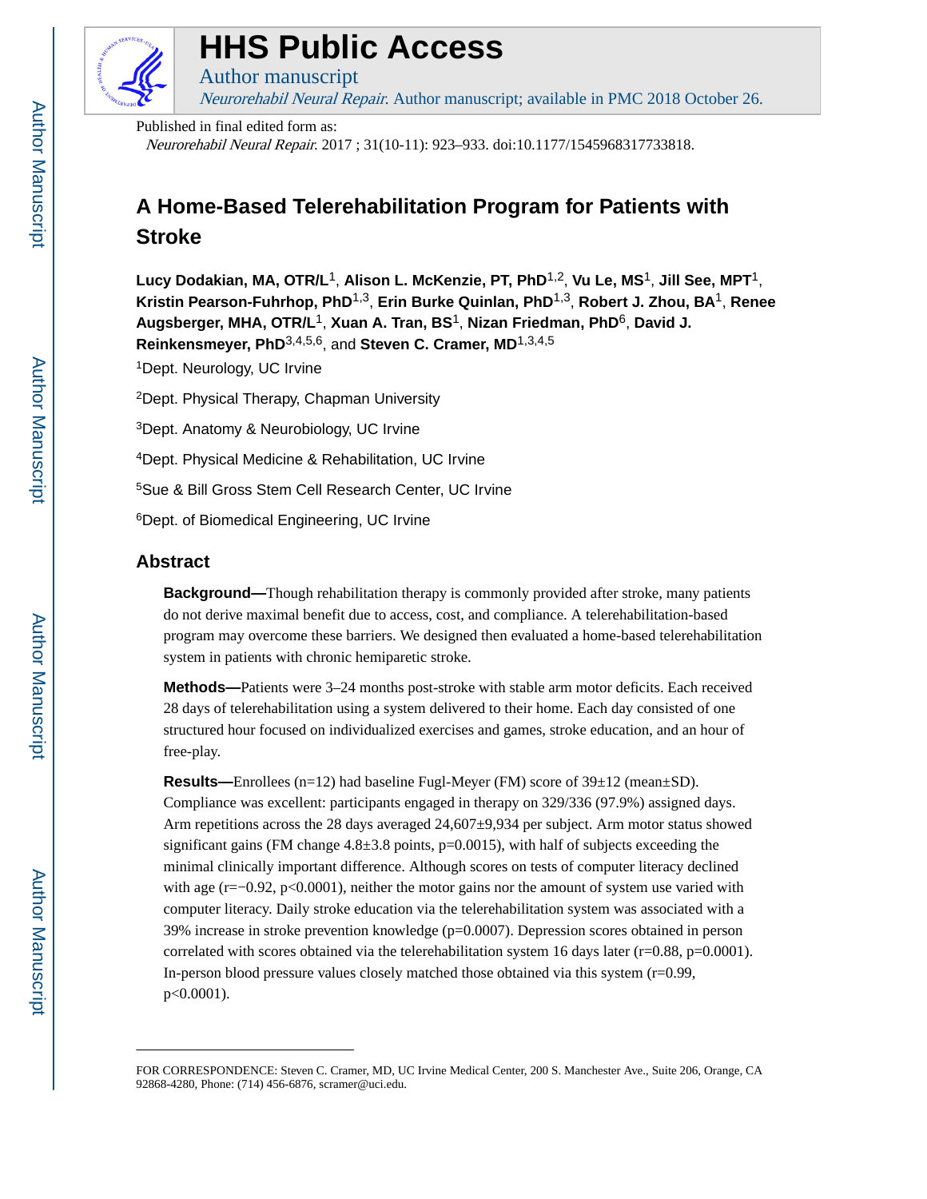# A Home-Based Telerehabilitation Program for Patients with Stroke

**Lucy Dodakian, MA, OTR/L**[1], **Alison L. McKenzie, PT, PhD**[1,2], **Vu Le, MS**[1], **Jill See, MPT**[1], **Kristin Pearson-Fuhrhop, PhD**[1,3], **Erin Burke Quinlan, PhD**[1,3], **Robert J. Zhou, BA**[1], **Renee Augsberger, MHA, OTR/L**[1], **Xuan A. Tran, BS**[1], **Nizan Friedman, PhD**[6], **David J. Reinkensmeyer, PhD**[3,4,5,6], and **Steven C. Cramer, MD**[1,3,4,5]

[1]Dept. Neurology, UC Irvine

[2]Dept. Physical Therapy, Chapman University

[3]Dept. Anatomy & Neurobiology, UC Irvine

[4]Dept. Physical Medicine & Rehabilitation, UC Irvine

[5]Sue & Bill Gross Stem Cell Research Center, UC Irvine

[6]Dept. of Biomedical Engineering, UC Irvine

## Abstract

**Background—**Though rehabilitation therapy is commonly provided after stroke, many patients do not derive maximal benefit due to access, cost, and compliance. A telerehabilitation-based program may overcome these barriers. We designed then evaluated a home-based telerehabilitation system in patients with chronic hemiparetic stroke.

**Methods—**Patients were 3–24 months post-stroke with stable arm motor deficits. Each received 28 days of telerehabilitation using a system delivered to their home. Each day consisted of one structured hour focused on individualized exercises and games, stroke education, and an hour of free-play.

**Results—**Enrollees (n=12) had baseline Fugl-Meyer (FM) score of 39±12 (mean±SD). Compliance was excellent: participants engaged in therapy on 329/336 (97.9%) assigned days. Arm repetitions across the 28 days averaged 24,607±9,934 per subject. Arm motor status showed significant gains (FM change 4.8±3.8 points, p=0.0015), with half of subjects exceeding the minimal clinically important difference. Although scores on tests of computer literacy declined with age (r=−0.92, p<0.0001), neither the motor gains nor the amount of system use varied with computer literacy. Daily stroke education via the telerehabilitation system was associated with a 39% increase in stroke prevention knowledge (p=0.0007). Depression scores obtained in person correlated with scores obtained via the telerehabilitation system 16 days later (r=0.88, p=0.0001). In-person blood pressure values closely matched those obtained via this system (r=0.99, p<0.0001).

FOR CORRESPONDENCE: Steven C. Cramer, MD, UC Irvine Medical Center, 200 S. Manchester Ave., Suite 206, Orange, CA 92868-4280, Phone: (714) 456-6876, scramer@uci.edu.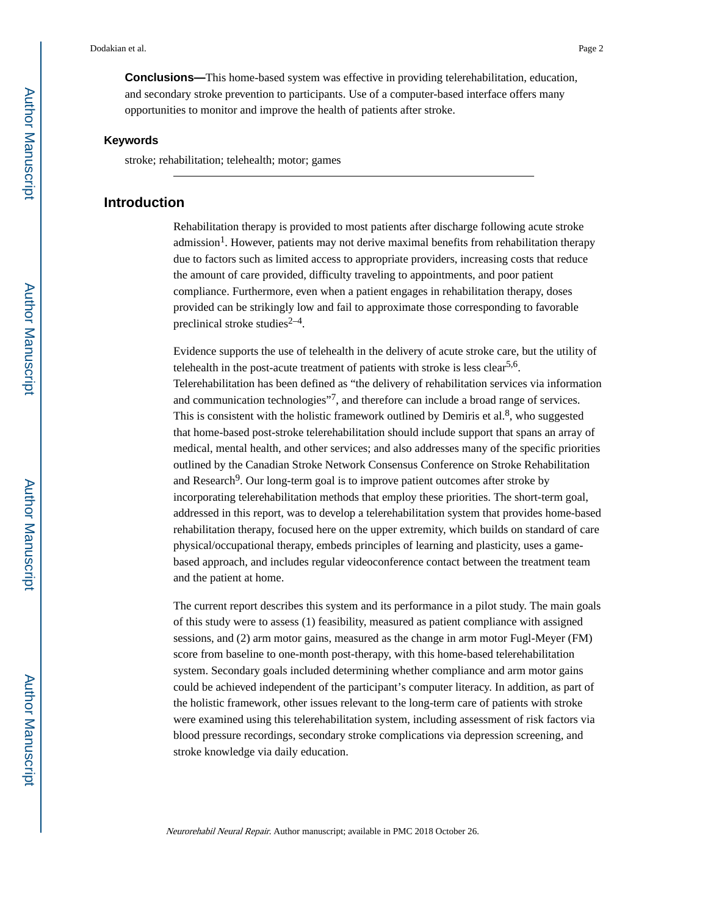**Conclusions—**This home-based system was effective in providing telerehabilitation, education, and secondary stroke prevention to participants. Use of a computer-based interface offers many opportunities to monitor and improve the health of patients after stroke.

### Keywords

stroke; rehabilitation; telehealth; motor; games

## Introduction

Rehabilitation therapy is provided to most patients after discharge following acute stroke admission[1]. However, patients may not derive maximal benefits from rehabilitation therapy due to factors such as limited access to appropriate providers, increasing costs that reduce the amount of care provided, difficulty traveling to appointments, and poor patient compliance. Furthermore, even when a patient engages in rehabilitation therapy, doses provided can be strikingly low and fail to approximate those corresponding to favorable preclinical stroke studies[2–4].

Evidence supports the use of telehealth in the delivery of acute stroke care, but the utility of telehealth in the post-acute treatment of patients with stroke is less clear[5,6]. Telerehabilitation has been defined as "the delivery of rehabilitation services via information and communication technologies"[7], and therefore can include a broad range of services. This is consistent with the holistic framework outlined by Demiris et al.[8], who suggested that home-based post-stroke telerehabilitation should include support that spans an array of medical, mental health, and other services; and also addresses many of the specific priorities outlined by the Canadian Stroke Network Consensus Conference on Stroke Rehabilitation and Research[9]. Our long-term goal is to improve patient outcomes after stroke by incorporating telerehabilitation methods that employ these priorities. The short-term goal, addressed in this report, was to develop a telerehabilitation system that provides home-based rehabilitation therapy, focused here on the upper extremity, which builds on standard of care physical/occupational therapy, embeds principles of learning and plasticity, uses a game-based approach, and includes regular videoconference contact between the treatment team and the patient at home.

The current report describes this system and its performance in a pilot study. The main goals of this study were to assess (1) feasibility, measured as patient compliance with assigned sessions, and (2) arm motor gains, measured as the change in arm motor Fugl-Meyer (FM) score from baseline to one-month post-therapy, with this home-based telerehabilitation system. Secondary goals included determining whether compliance and arm motor gains could be achieved independent of the participant's computer literacy. In addition, as part of the holistic framework, other issues relevant to the long-term care of patients with stroke were examined using this telerehabilitation system, including assessment of risk factors via blood pressure recordings, secondary stroke complications via depression screening, and stroke knowledge via daily education.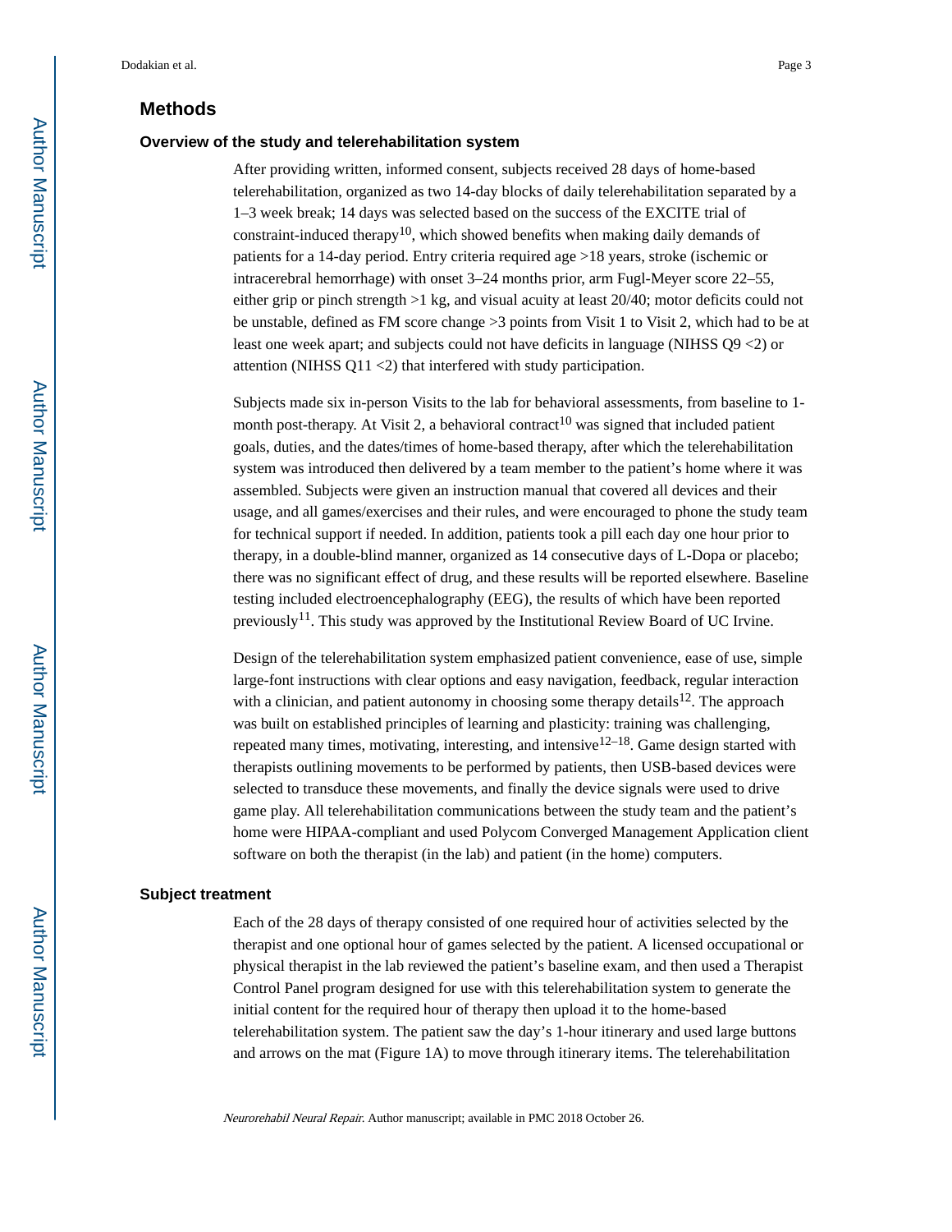## Methods

### Overview of the study and telerehabilitation system

After providing written, informed consent, subjects received 28 days of home-based telerehabilitation, organized as two 14-day blocks of daily telerehabilitation separated by a 1–3 week break; 14 days was selected based on the success of the EXCITE trial of constraint-induced therapy[10], which showed benefits when making daily demands of patients for a 14-day period. Entry criteria required age >18 years, stroke (ischemic or intracerebral hemorrhage) with onset 3–24 months prior, arm Fugl-Meyer score 22–55, either grip or pinch strength >1 kg, and visual acuity at least 20/40; motor deficits could not be unstable, defined as FM score change >3 points from Visit 1 to Visit 2, which had to be at least one week apart; and subjects could not have deficits in language (NIHSS Q9 <2) or attention (NIHSS Q11 <2) that interfered with study participation.

Subjects made six in-person Visits to the lab for behavioral assessments, from baseline to 1-month post-therapy. At Visit 2, a behavioral contract[10] was signed that included patient goals, duties, and the dates/times of home-based therapy, after which the telerehabilitation system was introduced then delivered by a team member to the patient's home where it was assembled. Subjects were given an instruction manual that covered all devices and their usage, and all games/exercises and their rules, and were encouraged to phone the study team for technical support if needed. In addition, patients took a pill each day one hour prior to therapy, in a double-blind manner, organized as 14 consecutive days of L-Dopa or placebo; there was no significant effect of drug, and these results will be reported elsewhere. Baseline testing included electroencephalography (EEG), the results of which have been reported previously[11]. This study was approved by the Institutional Review Board of UC Irvine.

Design of the telerehabilitation system emphasized patient convenience, ease of use, simple large-font instructions with clear options and easy navigation, feedback, regular interaction with a clinician, and patient autonomy in choosing some therapy details[12]. The approach was built on established principles of learning and plasticity: training was challenging, repeated many times, motivating, interesting, and intensive[12–18]. Game design started with therapists outlining movements to be performed by patients, then USB-based devices were selected to transduce these movements, and finally the device signals were used to drive game play. All telerehabilitation communications between the study team and the patient's home were HIPAA-compliant and used Polycom Converged Management Application client software on both the therapist (in the lab) and patient (in the home) computers.

### Subject treatment

Each of the 28 days of therapy consisted of one required hour of activities selected by the therapist and one optional hour of games selected by the patient. A licensed occupational or physical therapist in the lab reviewed the patient's baseline exam, and then used a Therapist Control Panel program designed for use with this telerehabilitation system to generate the initial content for the required hour of therapy then upload it to the home-based telerehabilitation system. The patient saw the day's 1-hour itinerary and used large buttons and arrows on the mat (Figure 1A) to move through itinerary items. The telerehabilitation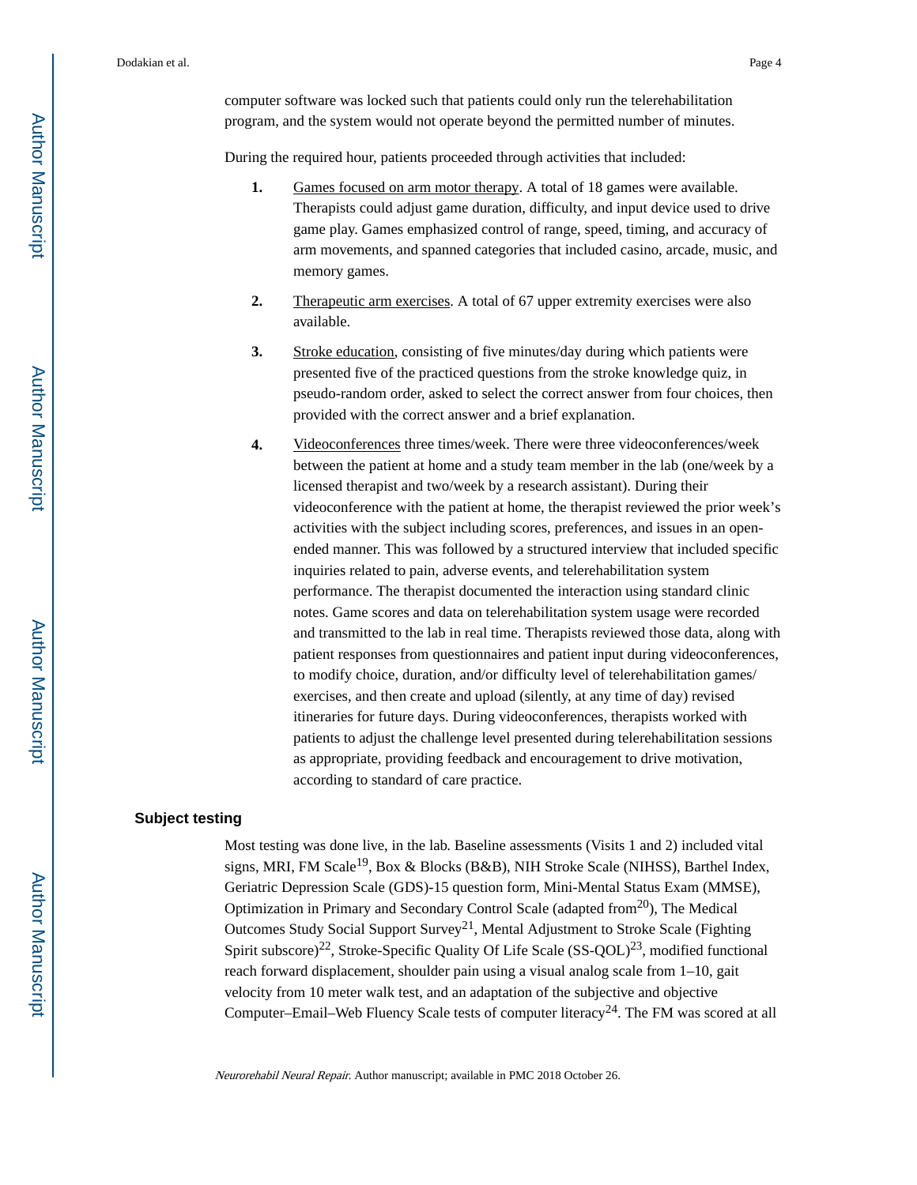computer software was locked such that patients could only run the telerehabilitation program, and the system would not operate beyond the permitted number of minutes.

During the required hour, patients proceeded through activities that included:

1. Games focused on arm motor therapy. A total of 18 games were available. Therapists could adjust game duration, difficulty, and input device used to drive game play. Games emphasized control of range, speed, timing, and accuracy of arm movements, and spanned categories that included casino, arcade, music, and memory games.

2. Therapeutic arm exercises. A total of 67 upper extremity exercises were also available.

3. Stroke education, consisting of five minutes/day during which patients were presented five of the practiced questions from the stroke knowledge quiz, in pseudo-random order, asked to select the correct answer from four choices, then provided with the correct answer and a brief explanation.

4. Videoconferences three times/week. There were three videoconferences/week between the patient at home and a study team member in the lab (one/week by a licensed therapist and two/week by a research assistant). During their videoconference with the patient at home, the therapist reviewed the prior week's activities with the subject including scores, preferences, and issues in an open-ended manner. This was followed by a structured interview that included specific inquiries related to pain, adverse events, and telerehabilitation system performance. The therapist documented the interaction using standard clinic notes. Game scores and data on telerehabilitation system usage were recorded and transmitted to the lab in real time. Therapists reviewed those data, along with patient responses from questionnaires and patient input during videoconferences, to modify choice, duration, and/or difficulty level of telerehabilitation games/exercises, and then create and upload (silently, at any time of day) revised itineraries for future days. During videoconferences, therapists worked with patients to adjust the challenge level presented during telerehabilitation sessions as appropriate, providing feedback and encouragement to drive motivation, according to standard of care practice.

## Subject testing

Most testing was done live, in the lab. Baseline assessments (Visits 1 and 2) included vital signs, MRI, FM Scale[19], Box & Blocks (B&B), NIH Stroke Scale (NIHSS), Barthel Index, Geriatric Depression Scale (GDS)-15 question form, Mini-Mental Status Exam (MMSE), Optimization in Primary and Secondary Control Scale (adapted from[20]), The Medical Outcomes Study Social Support Survey[21], Mental Adjustment to Stroke Scale (Fighting Spirit subscore)[22], Stroke-Specific Quality Of Life Scale (SS-QOL)[23], modified functional reach forward displacement, shoulder pain using a visual analog scale from 1–10, gait velocity from 10 meter walk test, and an adaptation of the subjective and objective Computer–Email–Web Fluency Scale tests of computer literacy[24]. The FM was scored at all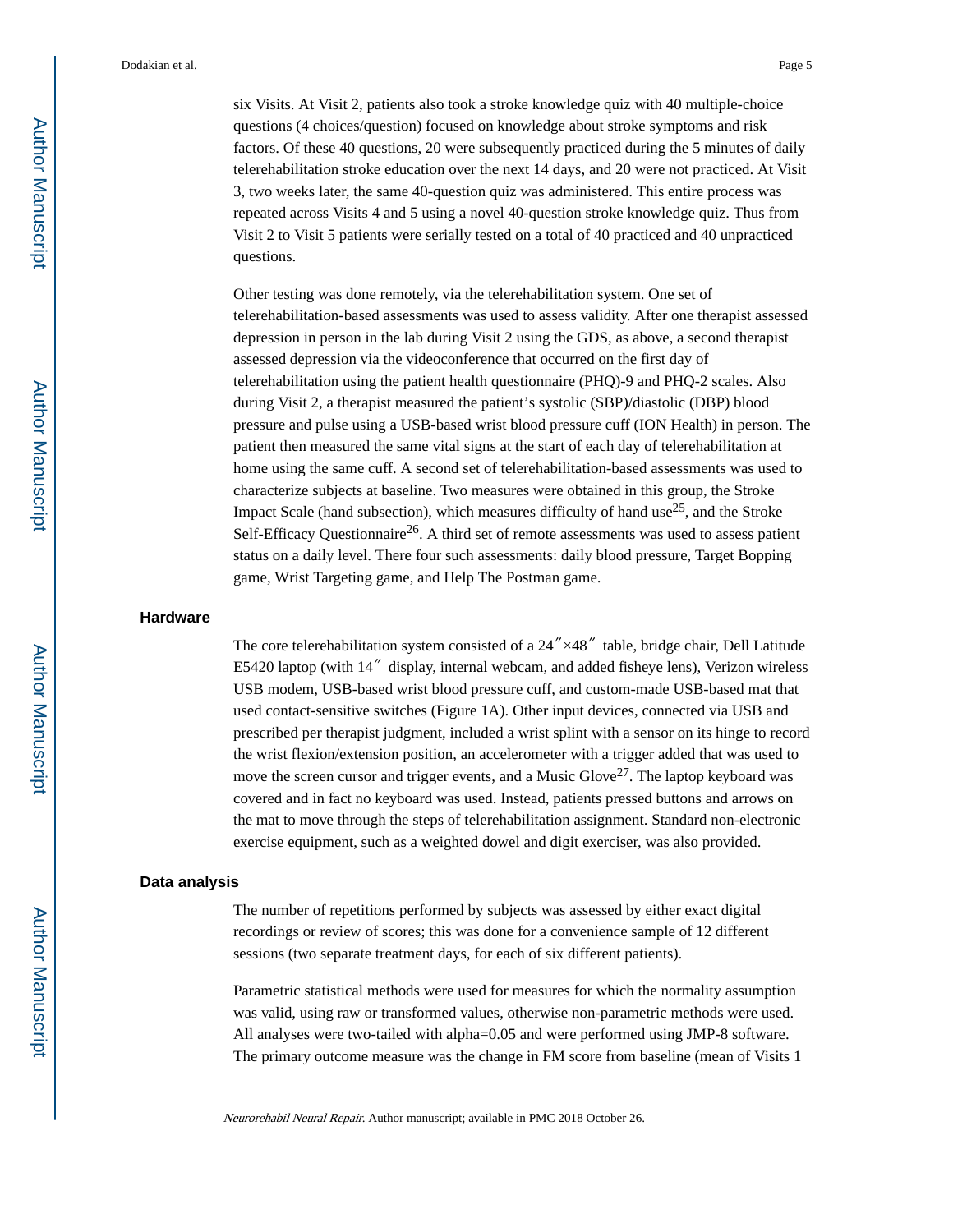six Visits. At Visit 2, patients also took a stroke knowledge quiz with 40 multiple-choice questions (4 choices/question) focused on knowledge about stroke symptoms and risk factors. Of these 40 questions, 20 were subsequently practiced during the 5 minutes of daily telerehabilitation stroke education over the next 14 days, and 20 were not practiced. At Visit 3, two weeks later, the same 40-question quiz was administered. This entire process was repeated across Visits 4 and 5 using a novel 40-question stroke knowledge quiz. Thus from Visit 2 to Visit 5 patients were serially tested on a total of 40 practiced and 40 unpracticed questions.

Other testing was done remotely, via the telerehabilitation system. One set of telerehabilitation-based assessments was used to assess validity. After one therapist assessed depression in person in the lab during Visit 2 using the GDS, as above, a second therapist assessed depression via the videoconference that occurred on the first day of telerehabilitation using the patient health questionnaire (PHQ)-9 and PHQ-2 scales. Also during Visit 2, a therapist measured the patient's systolic (SBP)/diastolic (DBP) blood pressure and pulse using a USB-based wrist blood pressure cuff (ION Health) in person. The patient then measured the same vital signs at the start of each day of telerehabilitation at home using the same cuff. A second set of telerehabilitation-based assessments was used to characterize subjects at baseline. Two measures were obtained in this group, the Stroke Impact Scale (hand subsection), which measures difficulty of hand use[25], and the Stroke Self-Efficacy Questionnaire[26]. A third set of remote assessments was used to assess patient status on a daily level. There four such assessments: daily blood pressure, Target Bopping game, Wrist Targeting game, and Help The Postman game.

## Hardware

The core telerehabilitation system consisted of a 24″×48″ table, bridge chair, Dell Latitude E5420 laptop (with 14″ display, internal webcam, and added fisheye lens), Verizon wireless USB modem, USB-based wrist blood pressure cuff, and custom-made USB-based mat that used contact-sensitive switches (Figure 1A). Other input devices, connected via USB and prescribed per therapist judgment, included a wrist splint with a sensor on its hinge to record the wrist flexion/extension position, an accelerometer with a trigger added that was used to move the screen cursor and trigger events, and a Music Glove[27]. The laptop keyboard was covered and in fact no keyboard was used. Instead, patients pressed buttons and arrows on the mat to move through the steps of telerehabilitation assignment. Standard non-electronic exercise equipment, such as a weighted dowel and digit exerciser, was also provided.

## Data analysis

The number of repetitions performed by subjects was assessed by either exact digital recordings or review of scores; this was done for a convenience sample of 12 different sessions (two separate treatment days, for each of six different patients).

Parametric statistical methods were used for measures for which the normality assumption was valid, using raw or transformed values, otherwise non-parametric methods were used. All analyses were two-tailed with alpha=0.05 and were performed using JMP-8 software. The primary outcome measure was the change in FM score from baseline (mean of Visits 1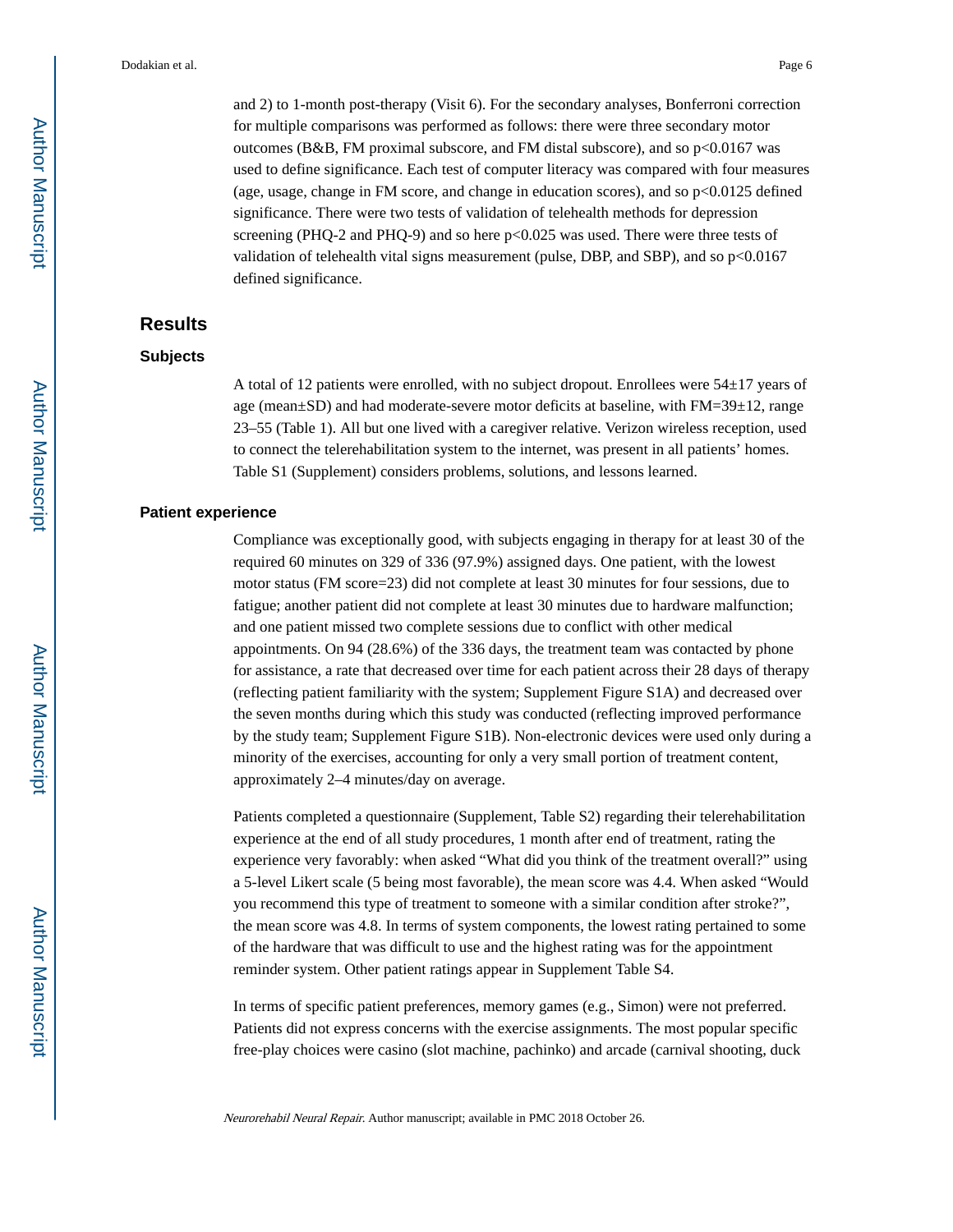and 2) to 1-month post-therapy (Visit 6). For the secondary analyses, Bonferroni correction for multiple comparisons was performed as follows: there were three secondary motor outcomes (B&B, FM proximal subscore, and FM distal subscore), and so $p<0.0167$ was used to define significance. Each test of computer literacy was compared with four measures (age, usage, change in FM score, and change in education scores), and so $p<0.0125$ defined significance. There were two tests of validation of telehealth methods for depression screening (PHQ-2 and PHQ-9) and so here $p<0.025$ was used. There were three tests of validation of telehealth vital signs measurement (pulse, DBP, and SBP), and so $p<0.0167$ defined significance.

## Results

### Subjects

A total of 12 patients were enrolled, with no subject dropout. Enrollees were 54±17 years of age (mean±SD) and had moderate-severe motor deficits at baseline, with FM=39±12, range 23–55 (Table 1). All but one lived with a caregiver relative. Verizon wireless reception, used to connect the telerehabilitation system to the internet, was present in all patients' homes. Table S1 (Supplement) considers problems, solutions, and lessons learned.

### Patient experience

Compliance was exceptionally good, with subjects engaging in therapy for at least 30 of the required 60 minutes on 329 of 336 (97.9%) assigned days. One patient, with the lowest motor status (FM score=23) did not complete at least 30 minutes for four sessions, due to fatigue; another patient did not complete at least 30 minutes due to hardware malfunction; and one patient missed two complete sessions due to conflict with other medical appointments. On 94 (28.6%) of the 336 days, the treatment team was contacted by phone for assistance, a rate that decreased over time for each patient across their 28 days of therapy (reflecting patient familiarity with the system; Supplement Figure S1A) and decreased over the seven months during which this study was conducted (reflecting improved performance by the study team; Supplement Figure S1B). Non-electronic devices were used only during a minority of the exercises, accounting for only a very small portion of treatment content, approximately 2–4 minutes/day on average.

Patients completed a questionnaire (Supplement, Table S2) regarding their telerehabilitation experience at the end of all study procedures, 1 month after end of treatment, rating the experience very favorably: when asked "What did you think of the treatment overall?" using a 5-level Likert scale (5 being most favorable), the mean score was 4.4. When asked "Would you recommend this type of treatment to someone with a similar condition after stroke?", the mean score was 4.8. In terms of system components, the lowest rating pertained to some of the hardware that was difficult to use and the highest rating was for the appointment reminder system. Other patient ratings appear in Supplement Table S4.

In terms of specific patient preferences, memory games (e.g., Simon) were not preferred. Patients did not express concerns with the exercise assignments. The most popular specific free-play choices were casino (slot machine, pachinko) and arcade (carnival shooting, duck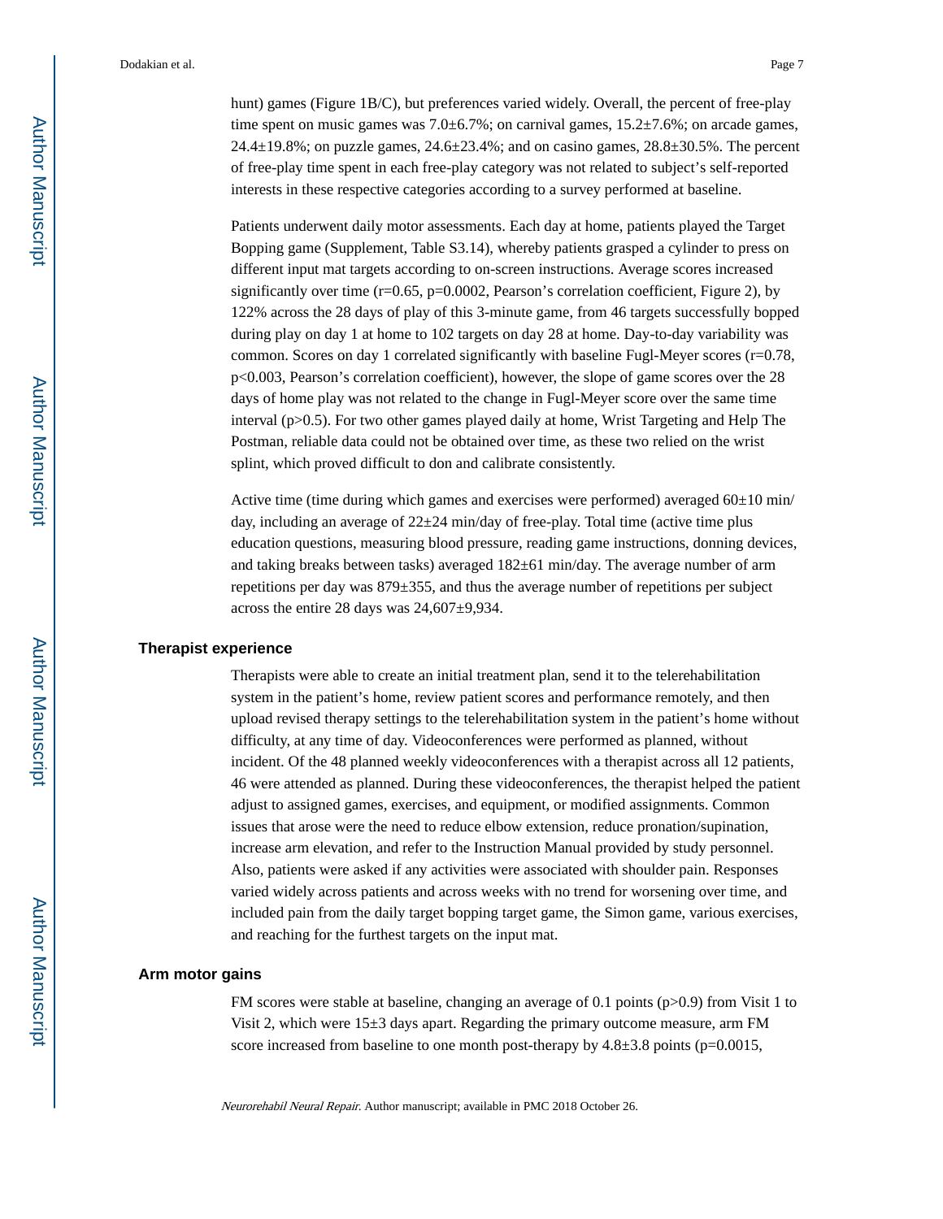hunt) games (Figure 1B/C), but preferences varied widely. Overall, the percent of free-play time spent on music games was 7.0±6.7%; on carnival games, 15.2±7.6%; on arcade games, 24.4±19.8%; on puzzle games, 24.6±23.4%; and on casino games, 28.8±30.5%. The percent of free-play time spent in each free-play category was not related to subject's self-reported interests in these respective categories according to a survey performed at baseline.

Patients underwent daily motor assessments. Each day at home, patients played the Target Bopping game (Supplement, Table S3.14), whereby patients grasped a cylinder to press on different input mat targets according to on-screen instructions. Average scores increased significantly over time ($r=0.65$, $p=0.0002$, Pearson's correlation coefficient, Figure 2), by 122% across the 28 days of play of this 3-minute game, from 46 targets successfully bopped during play on day 1 at home to 102 targets on day 28 at home. Day-to-day variability was common. Scores on day 1 correlated significantly with baseline Fugl-Meyer scores ($r=0.78$, $p<0.003$, Pearson's correlation coefficient), however, the slope of game scores over the 28 days of home play was not related to the change in Fugl-Meyer score over the same time interval ($p>0.5$). For two other games played daily at home, Wrist Targeting and Help The Postman, reliable data could not be obtained over time, as these two relied on the wrist splint, which proved difficult to don and calibrate consistently.

Active time (time during which games and exercises were performed) averaged 60±10 min/day, including an average of 22±24 min/day of free-play. Total time (active time plus education questions, measuring blood pressure, reading game instructions, donning devices, and taking breaks between tasks) averaged 182±61 min/day. The average number of arm repetitions per day was 879±355, and thus the average number of repetitions per subject across the entire 28 days was 24,607±9,934.

## Therapist experience

Therapists were able to create an initial treatment plan, send it to the telerehabilitation system in the patient's home, review patient scores and performance remotely, and then upload revised therapy settings to the telerehabilitation system in the patient's home without difficulty, at any time of day. Videoconferences were performed as planned, without incident. Of the 48 planned weekly videoconferences with a therapist across all 12 patients, 46 were attended as planned. During these videoconferences, the therapist helped the patient adjust to assigned games, exercises, and equipment, or modified assignments. Common issues that arose were the need to reduce elbow extension, reduce pronation/supination, increase arm elevation, and refer to the Instruction Manual provided by study personnel. Also, patients were asked if any activities were associated with shoulder pain. Responses varied widely across patients and across weeks with no trend for worsening over time, and included pain from the daily target bopping target game, the Simon game, various exercises, and reaching for the furthest targets on the input mat.

## Arm motor gains

FM scores were stable at baseline, changing an average of 0.1 points ($p>0.9$) from Visit 1 to Visit 2, which were 15±3 days apart. Regarding the primary outcome measure, arm FM score increased from baseline to one month post-therapy by 4.8±3.8 points ($p=0.0015$,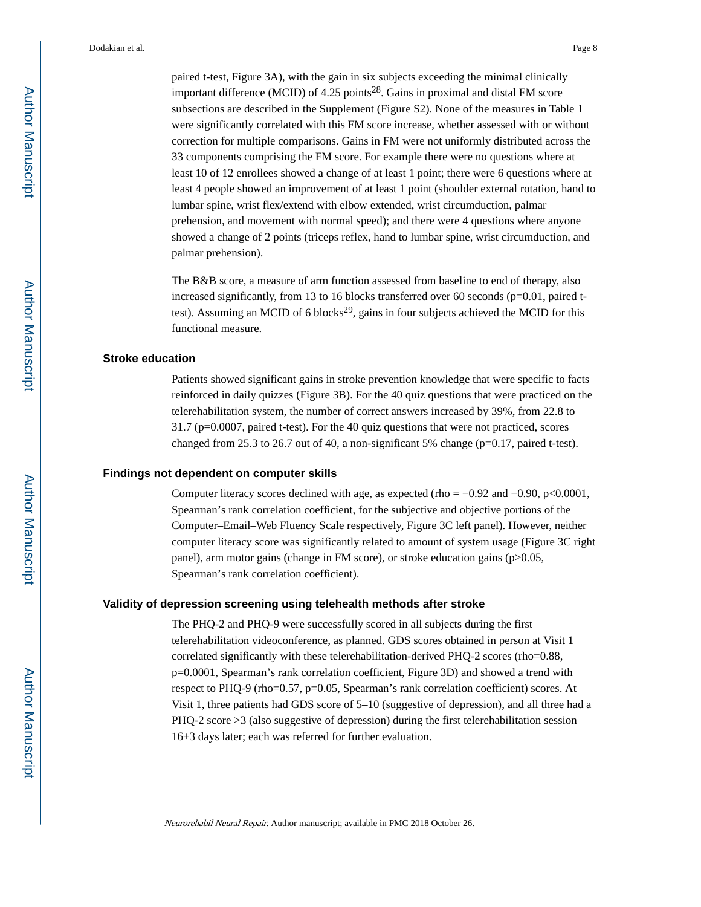paired t-test, Figure 3A), with the gain in six subjects exceeding the minimal clinically important difference (MCID) of 4.25 points[28]. Gains in proximal and distal FM score subsections are described in the Supplement (Figure S2). None of the measures in Table 1 were significantly correlated with this FM score increase, whether assessed with or without correction for multiple comparisons. Gains in FM were not uniformly distributed across the 33 components comprising the FM score. For example there were no questions where at least 10 of 12 enrollees showed a change of at least 1 point; there were 6 questions where at least 4 people showed an improvement of at least 1 point (shoulder external rotation, hand to lumbar spine, wrist flex/extend with elbow extended, wrist circumduction, palmar prehension, and movement with normal speed); and there were 4 questions where anyone showed a change of 2 points (triceps reflex, hand to lumbar spine, wrist circumduction, and palmar prehension).

The B&B score, a measure of arm function assessed from baseline to end of therapy, also increased significantly, from 13 to 16 blocks transferred over 60 seconds ($p=0.01$, paired t-test). Assuming an MCID of 6 blocks[29], gains in four subjects achieved the MCID for this functional measure.

### Stroke education

Patients showed significant gains in stroke prevention knowledge that were specific to facts reinforced in daily quizzes (Figure 3B). For the 40 quiz questions that were practiced on the telerehabilitation system, the number of correct answers increased by 39%, from 22.8 to 31.7 ($p=0.0007$, paired t-test). For the 40 quiz questions that were not practiced, scores changed from 25.3 to 26.7 out of 40, a non-significant 5% change ($p=0.17$, paired t-test).

### Findings not dependent on computer skills

Computer literacy scores declined with age, as expected (rho = −0.92 and −0.90, $p<0.0001$, Spearman's rank correlation coefficient, for the subjective and objective portions of the Computer–Email–Web Fluency Scale respectively, Figure 3C left panel). However, neither computer literacy score was significantly related to amount of system usage (Figure 3C right panel), arm motor gains (change in FM score), or stroke education gains ($p>0.05$, Spearman's rank correlation coefficient).

### Validity of depression screening using telehealth methods after stroke

The PHQ-2 and PHQ-9 were successfully scored in all subjects during the first telerehabilitation videoconference, as planned. GDS scores obtained in person at Visit 1 correlated significantly with these telerehabilitation-derived PHQ-2 scores (rho=0.88, $p=0.0001$, Spearman's rank correlation coefficient, Figure 3D) and showed a trend with respect to PHQ-9 (rho=0.57, $p=0.05$, Spearman's rank correlation coefficient) scores. At Visit 1, three patients had GDS score of 5–10 (suggestive of depression), and all three had a PHQ-2 score >3 (also suggestive of depression) during the first telerehabilitation session 16±3 days later; each was referred for further evaluation.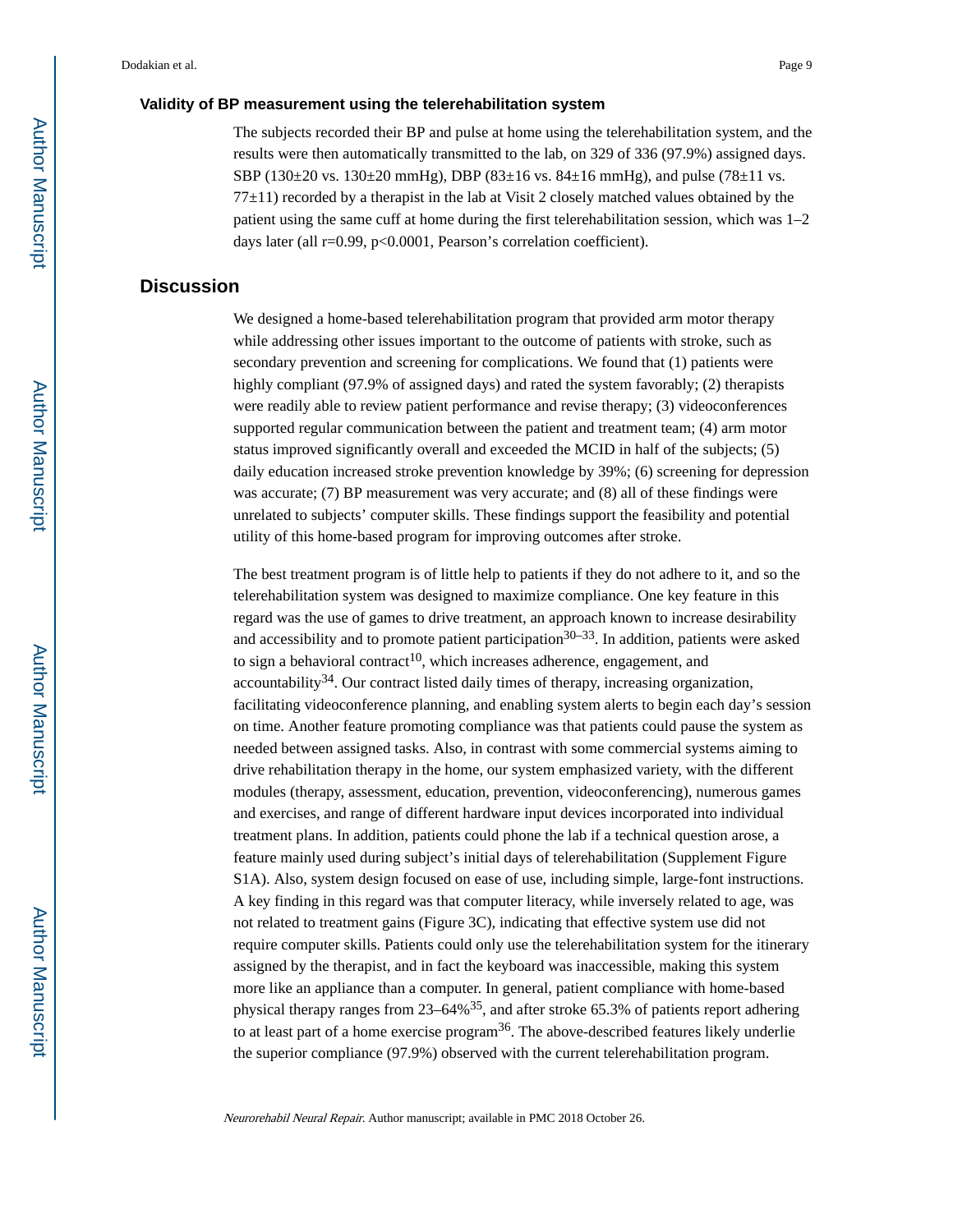### Validity of BP measurement using the telerehabilitation system

The subjects recorded their BP and pulse at home using the telerehabilitation system, and the results were then automatically transmitted to the lab, on 329 of 336 (97.9%) assigned days. SBP (130±20 vs. 130±20 mmHg), DBP (83±16 vs. 84±16 mmHg), and pulse (78±11 vs. 77±11) recorded by a therapist in the lab at Visit 2 closely matched values obtained by the patient using the same cuff at home during the first telerehabilitation session, which was 1–2 days later (all r=0.99, p<0.0001, Pearson's correlation coefficient).

## Discussion

We designed a home-based telerehabilitation program that provided arm motor therapy while addressing other issues important to the outcome of patients with stroke, such as secondary prevention and screening for complications. We found that (1) patients were highly compliant (97.9% of assigned days) and rated the system favorably; (2) therapists were readily able to review patient performance and revise therapy; (3) videoconferences supported regular communication between the patient and treatment team; (4) arm motor status improved significantly overall and exceeded the MCID in half of the subjects; (5) daily education increased stroke prevention knowledge by 39%; (6) screening for depression was accurate; (7) BP measurement was very accurate; and (8) all of these findings were unrelated to subjects' computer skills. These findings support the feasibility and potential utility of this home-based program for improving outcomes after stroke.

The best treatment program is of little help to patients if they do not adhere to it, and so the telerehabilitation system was designed to maximize compliance. One key feature in this regard was the use of games to drive treatment, an approach known to increase desirability and accessibility and to promote patient participation[30–33]. In addition, patients were asked to sign a behavioral contract[10], which increases adherence, engagement, and accountability[34]. Our contract listed daily times of therapy, increasing organization, facilitating videoconference planning, and enabling system alerts to begin each day's session on time. Another feature promoting compliance was that patients could pause the system as needed between assigned tasks. Also, in contrast with some commercial systems aiming to drive rehabilitation therapy in the home, our system emphasized variety, with the different modules (therapy, assessment, education, prevention, videoconferencing), numerous games and exercises, and range of different hardware input devices incorporated into individual treatment plans. In addition, patients could phone the lab if a technical question arose, a feature mainly used during subject's initial days of telerehabilitation (Supplement Figure S1A). Also, system design focused on ease of use, including simple, large-font instructions. A key finding in this regard was that computer literacy, while inversely related to age, was not related to treatment gains (Figure 3C), indicating that effective system use did not require computer skills. Patients could only use the telerehabilitation system for the itinerary assigned by the therapist, and in fact the keyboard was inaccessible, making this system more like an appliance than a computer. In general, patient compliance with home-based physical therapy ranges from 23–64%[35], and after stroke 65.3% of patients report adhering to at least part of a home exercise program[36]. The above-described features likely underlie the superior compliance (97.9%) observed with the current telerehabilitation program.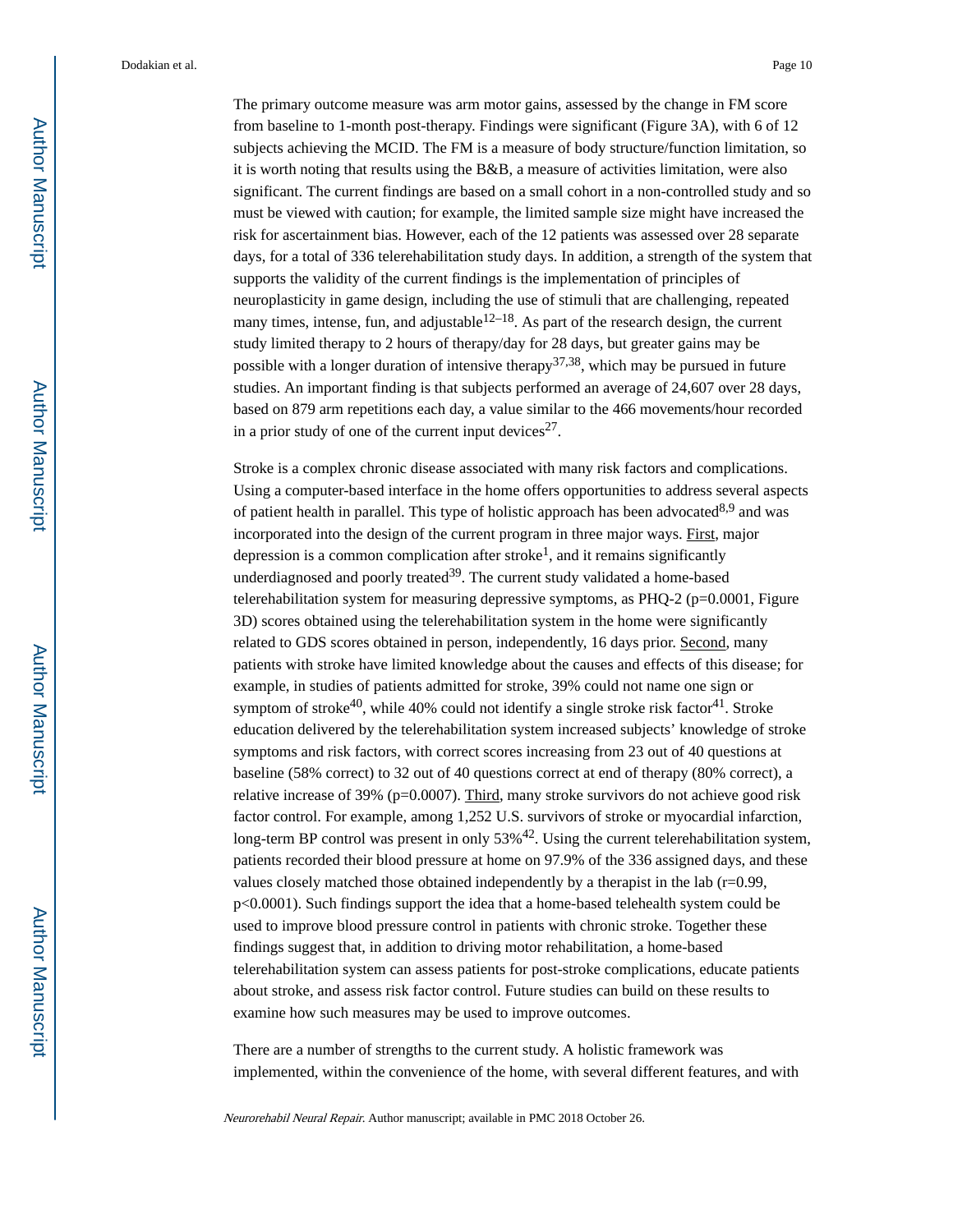The primary outcome measure was arm motor gains, assessed by the change in FM score from baseline to 1-month post-therapy. Findings were significant (Figure 3A), with 6 of 12 subjects achieving the MCID. The FM is a measure of body structure/function limitation, so it is worth noting that results using the B&B, a measure of activities limitation, were also significant. The current findings are based on a small cohort in a non-controlled study and so must be viewed with caution; for example, the limited sample size might have increased the risk for ascertainment bias. However, each of the 12 patients was assessed over 28 separate days, for a total of 336 telerehabilitation study days. In addition, a strength of the system that supports the validity of the current findings is the implementation of principles of neuroplasticity in game design, including the use of stimuli that are challenging, repeated many times, intense, fun, and adjustable[12–18]. As part of the research design, the current study limited therapy to 2 hours of therapy/day for 28 days, but greater gains may be possible with a longer duration of intensive therapy[37,38], which may be pursued in future studies. An important finding is that subjects performed an average of 24,607 over 28 days, based on 879 arm repetitions each day, a value similar to the 466 movements/hour recorded in a prior study of one of the current input devices[27].

Stroke is a complex chronic disease associated with many risk factors and complications. Using a computer-based interface in the home offers opportunities to address several aspects of patient health in parallel. This type of holistic approach has been advocated[8,9] and was incorporated into the design of the current program in three major ways. First, major depression is a common complication after stroke[1], and it remains significantly underdiagnosed and poorly treated[39]. The current study validated a home-based telerehabilitation system for measuring depressive symptoms, as PHQ-2 ($p=0.0001$, Figure 3D) scores obtained using the telerehabilitation system in the home were significantly related to GDS scores obtained in person, independently, 16 days prior. Second, many patients with stroke have limited knowledge about the causes and effects of this disease; for example, in studies of patients admitted for stroke, 39% could not name one sign or symptom of stroke[40], while 40% could not identify a single stroke risk factor[41]. Stroke education delivered by the telerehabilitation system increased subjects' knowledge of stroke symptoms and risk factors, with correct scores increasing from 23 out of 40 questions at baseline (58% correct) to 32 out of 40 questions correct at end of therapy (80% correct), a relative increase of 39% ($p=0.0007$). Third, many stroke survivors do not achieve good risk factor control. For example, among 1,252 U.S. survivors of stroke or myocardial infarction, long-term BP control was present in only 53%[42]. Using the current telerehabilitation system, patients recorded their blood pressure at home on 97.9% of the 336 assigned days, and these values closely matched those obtained independently by a therapist in the lab ($r=0.99$, $p<0.0001$). Such findings support the idea that a home-based telehealth system could be used to improve blood pressure control in patients with chronic stroke. Together these findings suggest that, in addition to driving motor rehabilitation, a home-based telerehabilitation system can assess patients for post-stroke complications, educate patients about stroke, and assess risk factor control. Future studies can build on these results to examine how such measures may be used to improve outcomes.

There are a number of strengths to the current study. A holistic framework was implemented, within the convenience of the home, with several different features, and with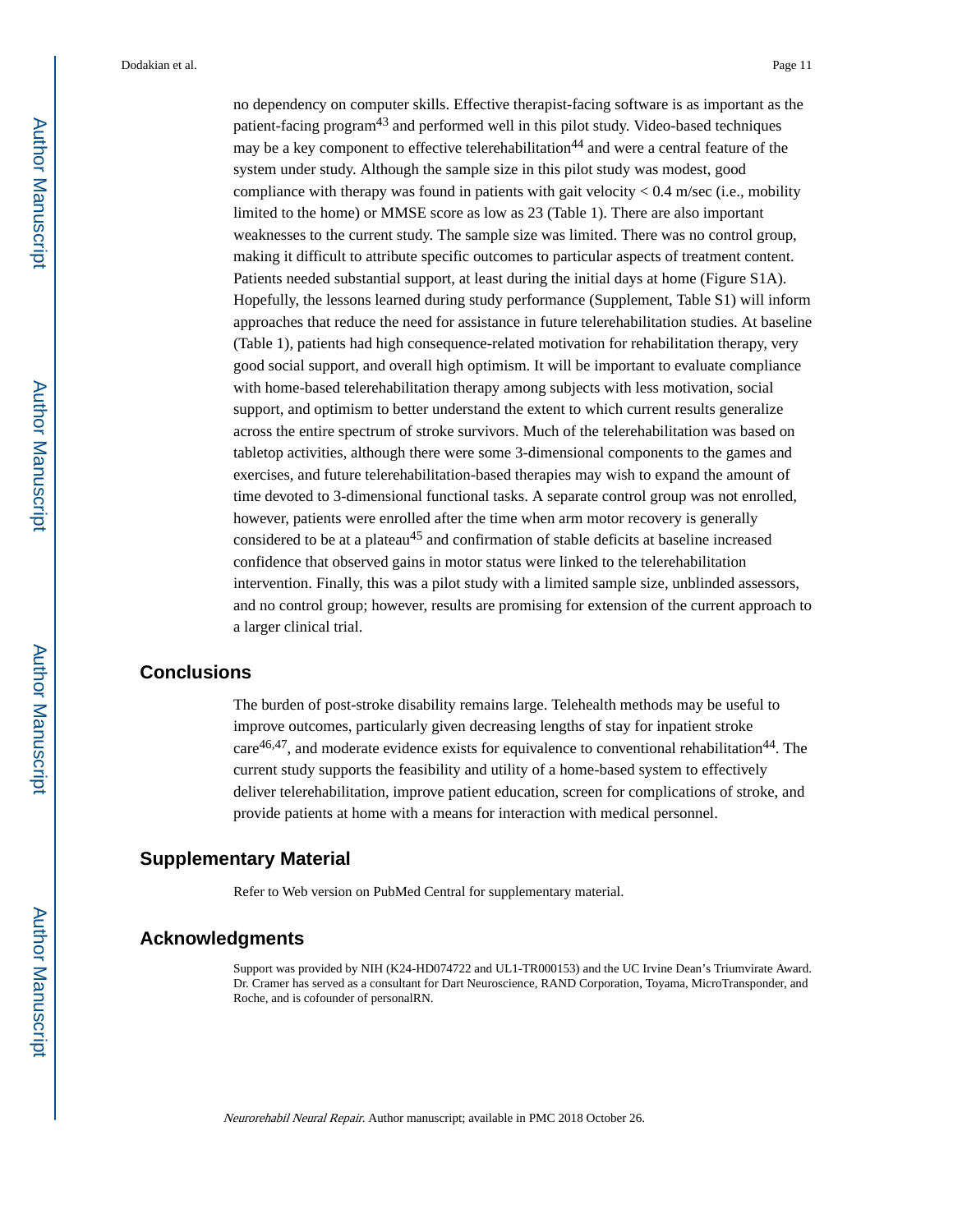no dependency on computer skills. Effective therapist-facing software is as important as the patient-facing program[43] and performed well in this pilot study. Video-based techniques may be a key component to effective telerehabilitation[44] and were a central feature of the system under study. Although the sample size in this pilot study was modest, good compliance with therapy was found in patients with gait velocity < 0.4 m/sec (i.e., mobility limited to the home) or MMSE score as low as 23 (Table 1). There are also important weaknesses to the current study. The sample size was limited. There was no control group, making it difficult to attribute specific outcomes to particular aspects of treatment content. Patients needed substantial support, at least during the initial days at home (Figure S1A). Hopefully, the lessons learned during study performance (Supplement, Table S1) will inform approaches that reduce the need for assistance in future telerehabilitation studies. At baseline (Table 1), patients had high consequence-related motivation for rehabilitation therapy, very good social support, and overall high optimism. It will be important to evaluate compliance with home-based telerehabilitation therapy among subjects with less motivation, social support, and optimism to better understand the extent to which current results generalize across the entire spectrum of stroke survivors. Much of the telerehabilitation was based on tabletop activities, although there were some 3-dimensional components to the games and exercises, and future telerehabilitation-based therapies may wish to expand the amount of time devoted to 3-dimensional functional tasks. A separate control group was not enrolled, however, patients were enrolled after the time when arm motor recovery is generally considered to be at a plateau[45] and confirmation of stable deficits at baseline increased confidence that observed gains in motor status were linked to the telerehabilitation intervention. Finally, this was a pilot study with a limited sample size, unblinded assessors, and no control group; however, results are promising for extension of the current approach to a larger clinical trial.

## Conclusions

The burden of post-stroke disability remains large. Telehealth methods may be useful to improve outcomes, particularly given decreasing lengths of stay for inpatient stroke care[46,47], and moderate evidence exists for equivalence to conventional rehabilitation[44]. The current study supports the feasibility and utility of a home-based system to effectively deliver telerehabilitation, improve patient education, screen for complications of stroke, and provide patients at home with a means for interaction with medical personnel.

## Supplementary Material

Refer to Web version on PubMed Central for supplementary material.

## Acknowledgments

Support was provided by NIH (K24-HD074722 and UL1-TR000153) and the UC Irvine Dean's Triumvirate Award. Dr. Cramer has served as a consultant for Dart Neuroscience, RAND Corporation, Toyama, MicroTransponder, and Roche, and is cofounder of personalRN.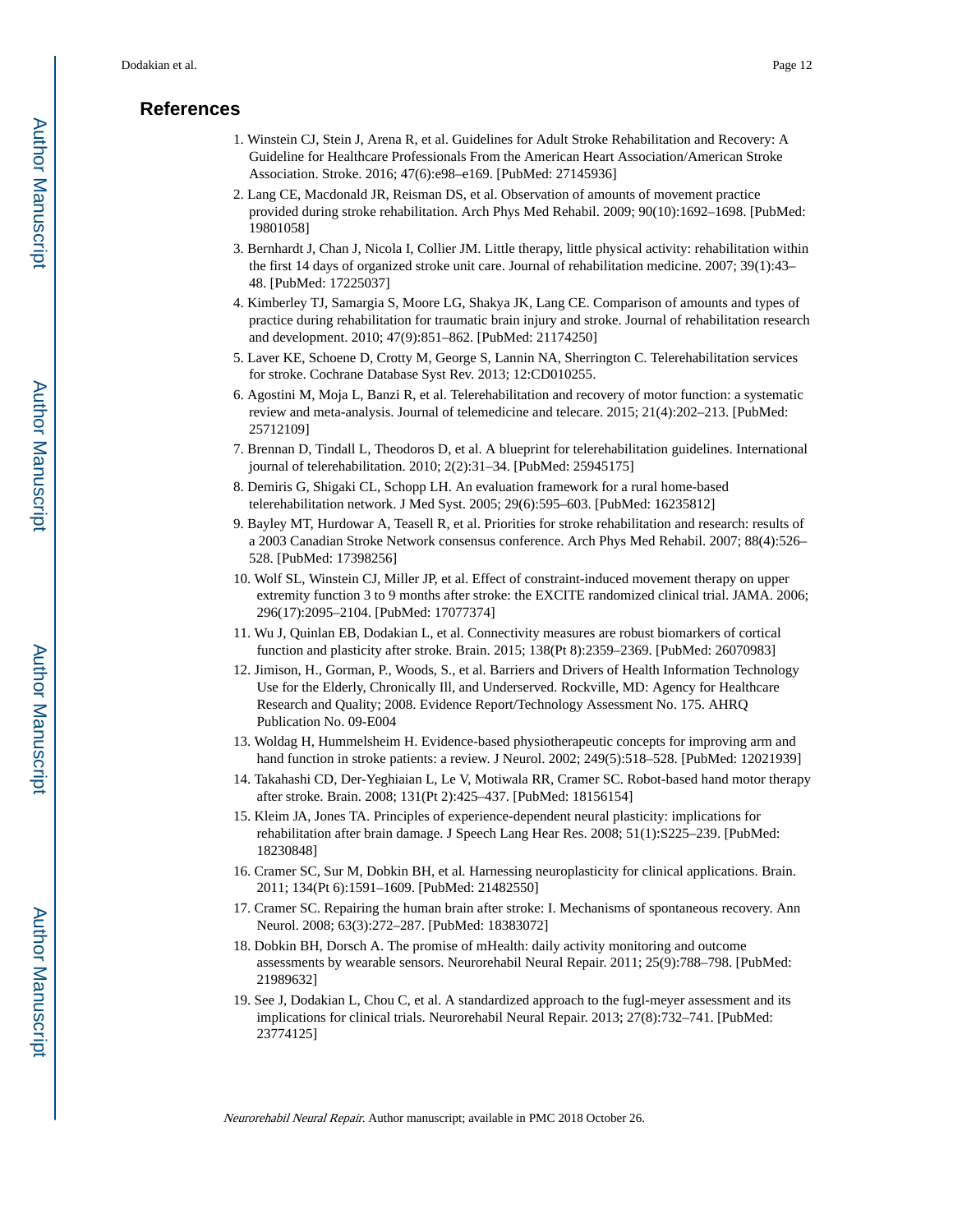## References

1. Winstein CJ, Stein J, Arena R, et al. Guidelines for Adult Stroke Rehabilitation and Recovery: A Guideline for Healthcare Professionals From the American Heart Association/American Stroke Association. Stroke. 2016; 47(6):e98–e169. [PubMed: 27145936]
2. Lang CE, Macdonald JR, Reisman DS, et al. Observation of amounts of movement practice provided during stroke rehabilitation. Arch Phys Med Rehabil. 2009; 90(10):1692–1698. [PubMed: 19801058]
3. Bernhardt J, Chan J, Nicola I, Collier JM. Little therapy, little physical activity: rehabilitation within the first 14 days of organized stroke unit care. Journal of rehabilitation medicine. 2007; 39(1):43–48. [PubMed: 17225037]
4. Kimberley TJ, Samargia S, Moore LG, Shakya JK, Lang CE. Comparison of amounts and types of practice during rehabilitation for traumatic brain injury and stroke. Journal of rehabilitation research and development. 2010; 47(9):851–862. [PubMed: 21174250]
5. Laver KE, Schoene D, Crotty M, George S, Lannin NA, Sherrington C. Telerehabilitation services for stroke. Cochrane Database Syst Rev. 2013; 12:CD010255.
6. Agostini M, Moja L, Banzi R, et al. Telerehabilitation and recovery of motor function: a systematic review and meta-analysis. Journal of telemedicine and telecare. 2015; 21(4):202–213. [PubMed: 25712109]
7. Brennan D, Tindall L, Theodoros D, et al. A blueprint for telerehabilitation guidelines. International journal of telerehabilitation. 2010; 2(2):31–34. [PubMed: 25945175]
8. Demiris G, Shigaki CL, Schopp LH. An evaluation framework for a rural home-based telerehabilitation network. J Med Syst. 2005; 29(6):595–603. [PubMed: 16235812]
9. Bayley MT, Hurdowar A, Teasell R, et al. Priorities for stroke rehabilitation and research: results of a 2003 Canadian Stroke Network consensus conference. Arch Phys Med Rehabil. 2007; 88(4):526–528. [PubMed: 17398256]
10. Wolf SL, Winstein CJ, Miller JP, et al. Effect of constraint-induced movement therapy on upper extremity function 3 to 9 months after stroke: the EXCITE randomized clinical trial. JAMA. 2006; 296(17):2095–2104. [PubMed: 17077374]
11. Wu J, Quinlan EB, Dodakian L, et al. Connectivity measures are robust biomarkers of cortical function and plasticity after stroke. Brain. 2015; 138(Pt 8):2359–2369. [PubMed: 26070983]
12. Jimison, H., Gorman, P., Woods, S., et al. Barriers and Drivers of Health Information Technology Use for the Elderly, Chronically Ill, and Underserved. Rockville, MD: Agency for Healthcare Research and Quality; 2008. Evidence Report/Technology Assessment No. 175. AHRQ Publication No. 09-E004
13. Woldag H, Hummelsheim H. Evidence-based physiotherapeutic concepts for improving arm and hand function in stroke patients: a review. J Neurol. 2002; 249(5):518–528. [PubMed: 12021939]
14. Takahashi CD, Der-Yeghiaian L, Le V, Motiwala RR, Cramer SC. Robot-based hand motor therapy after stroke. Brain. 2008; 131(Pt 2):425–437. [PubMed: 18156154]
15. Kleim JA, Jones TA. Principles of experience-dependent neural plasticity: implications for rehabilitation after brain damage. J Speech Lang Hear Res. 2008; 51(1):S225–239. [PubMed: 18230848]
16. Cramer SC, Sur M, Dobkin BH, et al. Harnessing neuroplasticity for clinical applications. Brain. 2011; 134(Pt 6):1591–1609. [PubMed: 21482550]
17. Cramer SC. Repairing the human brain after stroke: I. Mechanisms of spontaneous recovery. Ann Neurol. 2008; 63(3):272–287. [PubMed: 18383072]
18. Dobkin BH, Dorsch A. The promise of mHealth: daily activity monitoring and outcome assessments by wearable sensors. Neurorehabil Neural Repair. 2011; 25(9):788–798. [PubMed: 21989632]
19. See J, Dodakian L, Chou C, et al. A standardized approach to the fugl-meyer assessment and its implications for clinical trials. Neurorehabil Neural Repair. 2013; 27(8):732–741. [PubMed: 23774125]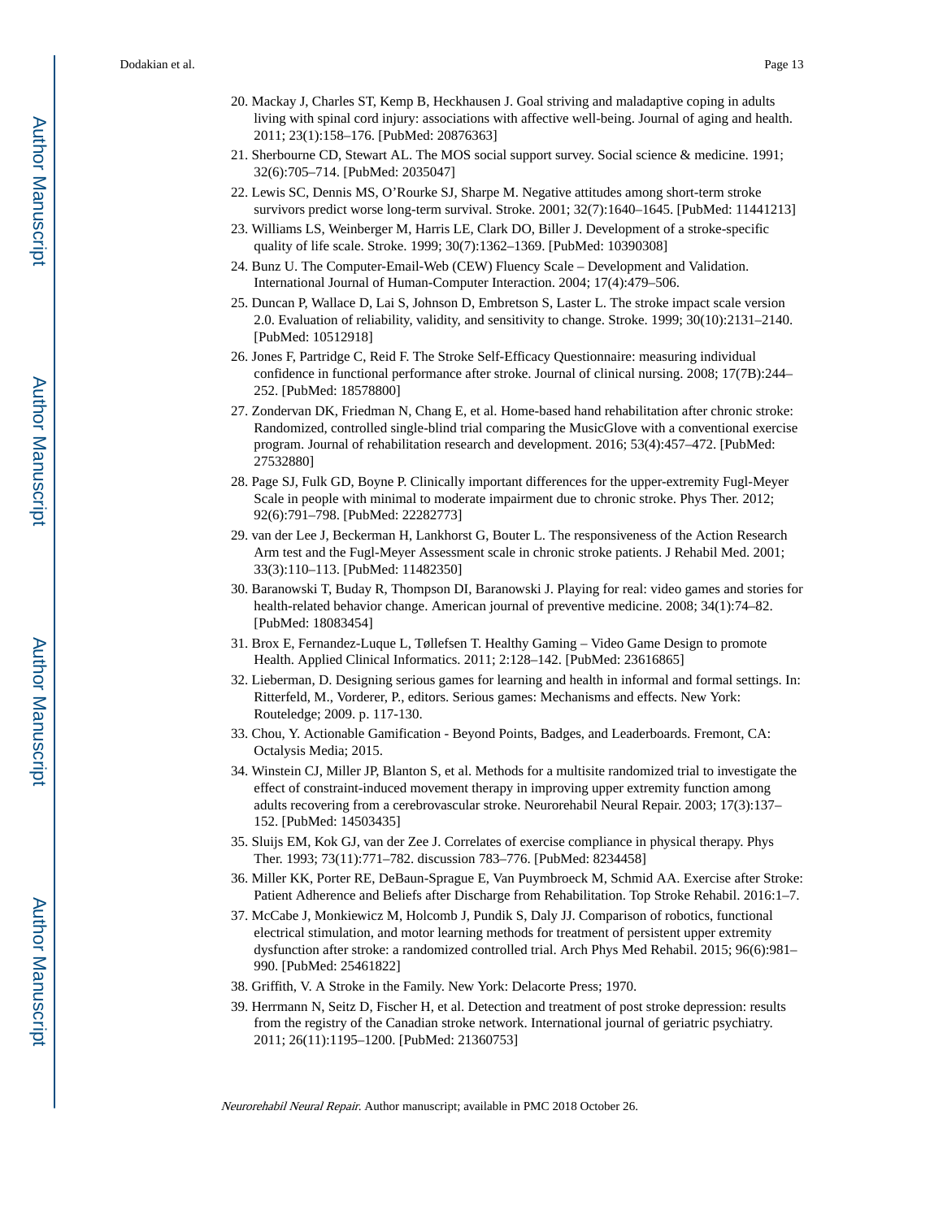20. Mackay J, Charles ST, Kemp B, Heckhausen J. Goal striving and maladaptive coping in adults living with spinal cord injury: associations with affective well-being. Journal of aging and health. 2011; 23(1):158–176. [PubMed: 20876363]
21. Sherbourne CD, Stewart AL. The MOS social support survey. Social science & medicine. 1991; 32(6):705–714. [PubMed: 2035047]
22. Lewis SC, Dennis MS, O'Rourke SJ, Sharpe M. Negative attitudes among short-term stroke survivors predict worse long-term survival. Stroke. 2001; 32(7):1640–1645. [PubMed: 11441213]
23. Williams LS, Weinberger M, Harris LE, Clark DO, Biller J. Development of a stroke-specific quality of life scale. Stroke. 1999; 30(7):1362–1369. [PubMed: 10390308]
24. Bunz U. The Computer-Email-Web (CEW) Fluency Scale – Development and Validation. International Journal of Human-Computer Interaction. 2004; 17(4):479–506.
25. Duncan P, Wallace D, Lai S, Johnson D, Embretson S, Laster L. The stroke impact scale version 2.0. Evaluation of reliability, validity, and sensitivity to change. Stroke. 1999; 30(10):2131–2140. [PubMed: 10512918]
26. Jones F, Partridge C, Reid F. The Stroke Self-Efficacy Questionnaire: measuring individual confidence in functional performance after stroke. Journal of clinical nursing. 2008; 17(7B):244–252. [PubMed: 18578800]
27. Zondervan DK, Friedman N, Chang E, et al. Home-based hand rehabilitation after chronic stroke: Randomized, controlled single-blind trial comparing the MusicGlove with a conventional exercise program. Journal of rehabilitation research and development. 2016; 53(4):457–472. [PubMed: 27532880]
28. Page SJ, Fulk GD, Boyne P. Clinically important differences for the upper-extremity Fugl-Meyer Scale in people with minimal to moderate impairment due to chronic stroke. Phys Ther. 2012; 92(6):791–798. [PubMed: 22282773]
29. van der Lee J, Beckerman H, Lankhorst G, Bouter L. The responsiveness of the Action Research Arm test and the Fugl-Meyer Assessment scale in chronic stroke patients. J Rehabil Med. 2001; 33(3):110–113. [PubMed: 11482350]
30. Baranowski T, Buday R, Thompson DI, Baranowski J. Playing for real: video games and stories for health-related behavior change. American journal of preventive medicine. 2008; 34(1):74–82. [PubMed: 18083454]
31. Brox E, Fernandez-Luque L, Tøllefsen T. Healthy Gaming – Video Game Design to promote Health. Applied Clinical Informatics. 2011; 2:128–142. [PubMed: 23616865]
32. Lieberman, D. Designing serious games for learning and health in informal and formal settings. In: Ritterfeld, M., Vorderer, P., editors. Serious games: Mechanisms and effects. New York: Routeledge; 2009. p. 117-130.
33. Chou, Y. Actionable Gamification - Beyond Points, Badges, and Leaderboards. Fremont, CA: Octalysis Media; 2015.
34. Winstein CJ, Miller JP, Blanton S, et al. Methods for a multisite randomized trial to investigate the effect of constraint-induced movement therapy in improving upper extremity function among adults recovering from a cerebrovascular stroke. Neurorehabil Neural Repair. 2003; 17(3):137–152. [PubMed: 14503435]
35. Sluijs EM, Kok GJ, van der Zee J. Correlates of exercise compliance in physical therapy. Phys Ther. 1993; 73(11):771–782. discussion 783–776. [PubMed: 8234458]
36. Miller KK, Porter RE, DeBaun-Sprague E, Van Puymbroeck M, Schmid AA. Exercise after Stroke: Patient Adherence and Beliefs after Discharge from Rehabilitation. Top Stroke Rehabil. 2016:1–7.
37. McCabe J, Monkiewicz M, Holcomb J, Pundik S, Daly JJ. Comparison of robotics, functional electrical stimulation, and motor learning methods for treatment of persistent upper extremity dysfunction after stroke: a randomized controlled trial. Arch Phys Med Rehabil. 2015; 96(6):981–990. [PubMed: 25461822]
38. Griffith, V. A Stroke in the Family. New York: Delacorte Press; 1970.
39. Herrmann N, Seitz D, Fischer H, et al. Detection and treatment of post stroke depression: results from the registry of the Canadian stroke network. International journal of geriatric psychiatry. 2011; 26(11):1195–1200. [PubMed: 21360753]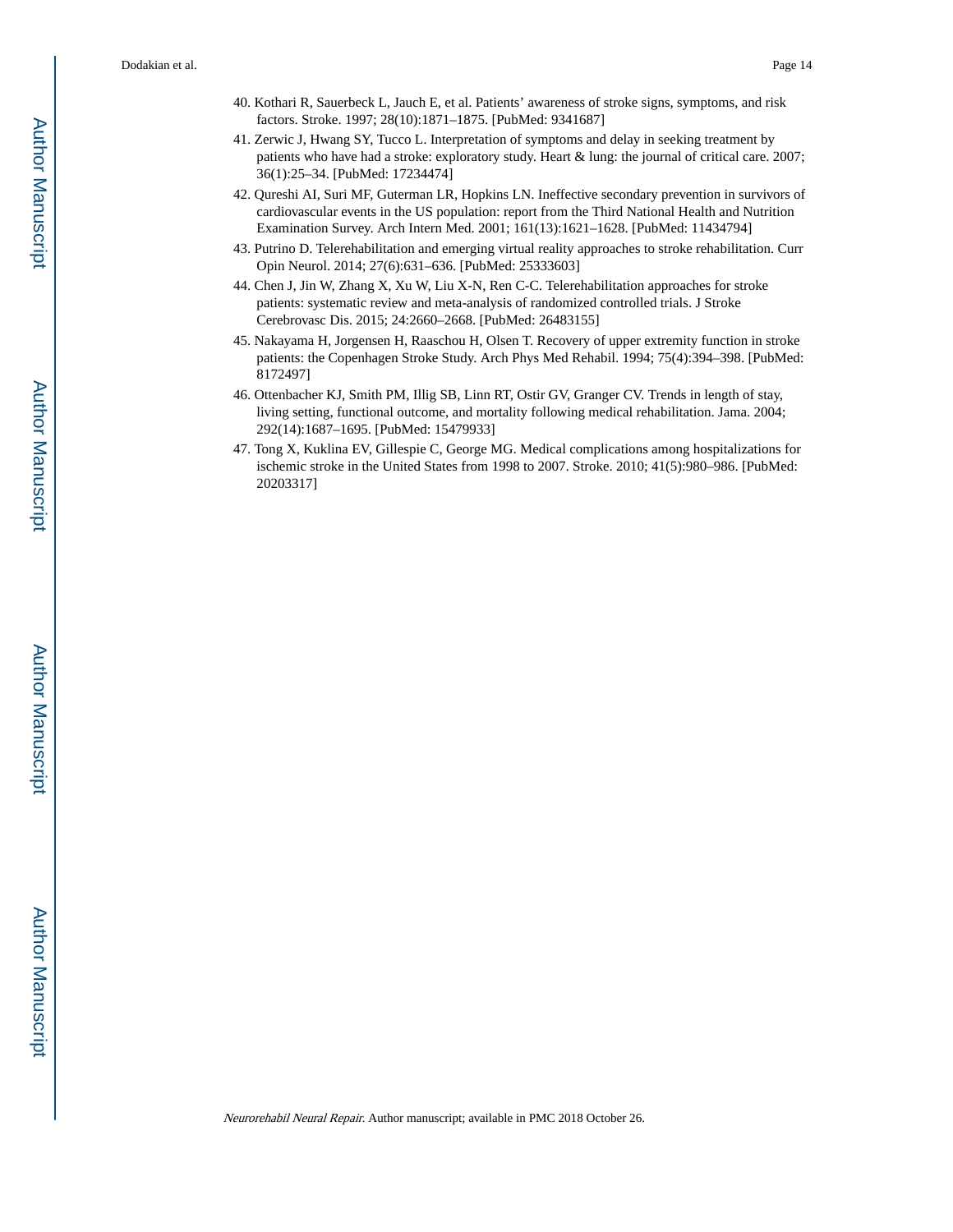40. Kothari R, Sauerbeck L, Jauch E, et al. Patients' awareness of stroke signs, symptoms, and risk factors. Stroke. 1997; 28(10):1871–1875. [PubMed: 9341687]
41. Zerwic J, Hwang SY, Tucco L. Interpretation of symptoms and delay in seeking treatment by patients who have had a stroke: exploratory study. Heart & lung: the journal of critical care. 2007; 36(1):25–34. [PubMed: 17234474]
42. Qureshi AI, Suri MF, Guterman LR, Hopkins LN. Ineffective secondary prevention in survivors of cardiovascular events in the US population: report from the Third National Health and Nutrition Examination Survey. Arch Intern Med. 2001; 161(13):1621–1628. [PubMed: 11434794]
43. Putrino D. Telerehabilitation and emerging virtual reality approaches to stroke rehabilitation. Curr Opin Neurol. 2014; 27(6):631–636. [PubMed: 25333603]
44. Chen J, Jin W, Zhang X, Xu W, Liu X-N, Ren C-C. Telerehabilitation approaches for stroke patients: systematic review and meta-analysis of randomized controlled trials. J Stroke Cerebrovasc Dis. 2015; 24:2660–2668. [PubMed: 26483155]
45. Nakayama H, Jorgensen H, Raaschou H, Olsen T. Recovery of upper extremity function in stroke patients: the Copenhagen Stroke Study. Arch Phys Med Rehabil. 1994; 75(4):394–398. [PubMed: 8172497]
46. Ottenbacher KJ, Smith PM, Illig SB, Linn RT, Ostir GV, Granger CV. Trends in length of stay, living setting, functional outcome, and mortality following medical rehabilitation. Jama. 2004; 292(14):1687–1695. [PubMed: 15479933]
47. Tong X, Kuklina EV, Gillespie C, George MG. Medical complications among hospitalizations for ischemic stroke in the United States from 1998 to 2007. Stroke. 2010; 41(5):980–986. [PubMed: 20203317]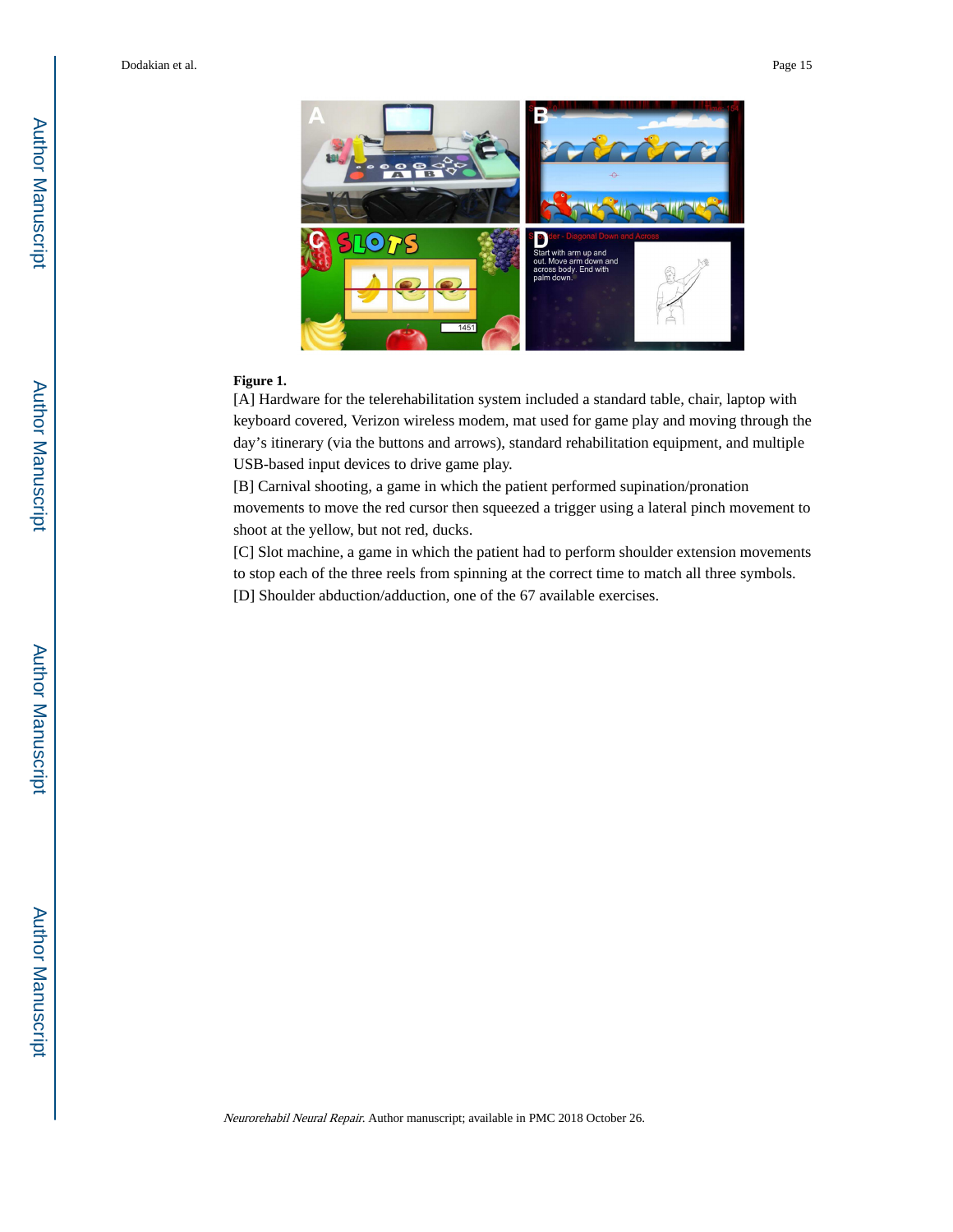**Figure 1.**

[A] Hardware for the telerehabilitation system included a standard table, chair, laptop with keyboard covered, Verizon wireless modem, mat used for game play and moving through the day's itinerary (via the buttons and arrows), standard rehabilitation equipment, and multiple USB-based input devices to drive game play.

[B] Carnival shooting, a game in which the patient performed supination/pronation movements to move the red cursor then squeezed a trigger using a lateral pinch movement to shoot at the yellow, but not red, ducks.

[C] Slot machine, a game in which the patient had to perform shoulder extension movements to stop each of the three reels from spinning at the correct time to match all three symbols.

[D] Shoulder abduction/adduction, one of the 67 available exercises.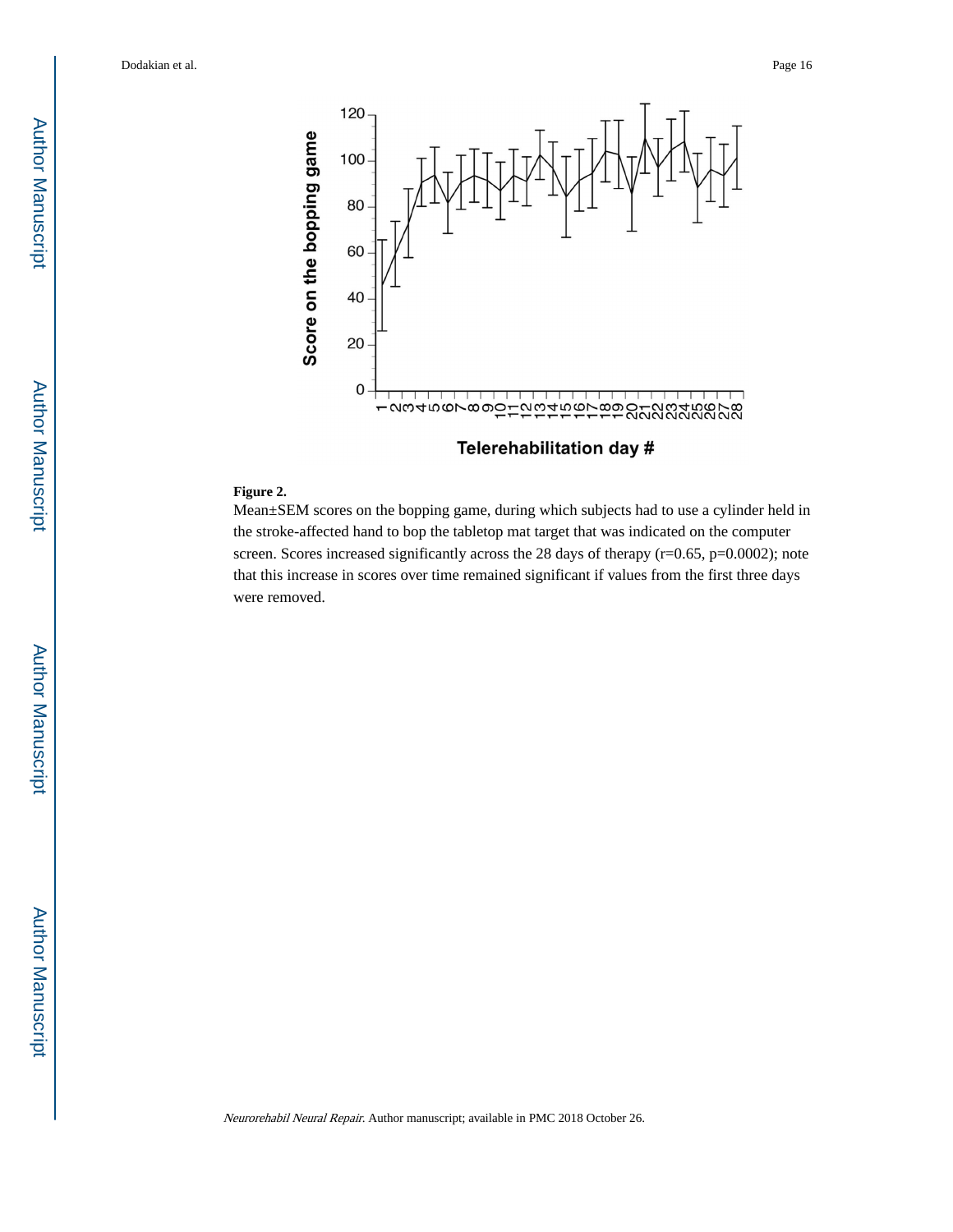**Figure 2.**

Mean±SEM scores on the bopping game, during which subjects had to use a cylinder held in the stroke-affected hand to bop the tabletop mat target that was indicated on the computer screen. Scores increased significantly across the 28 days of therapy (r=0.65, p=0.0002); note that this increase in scores over time remained significant if values from the first three days were removed.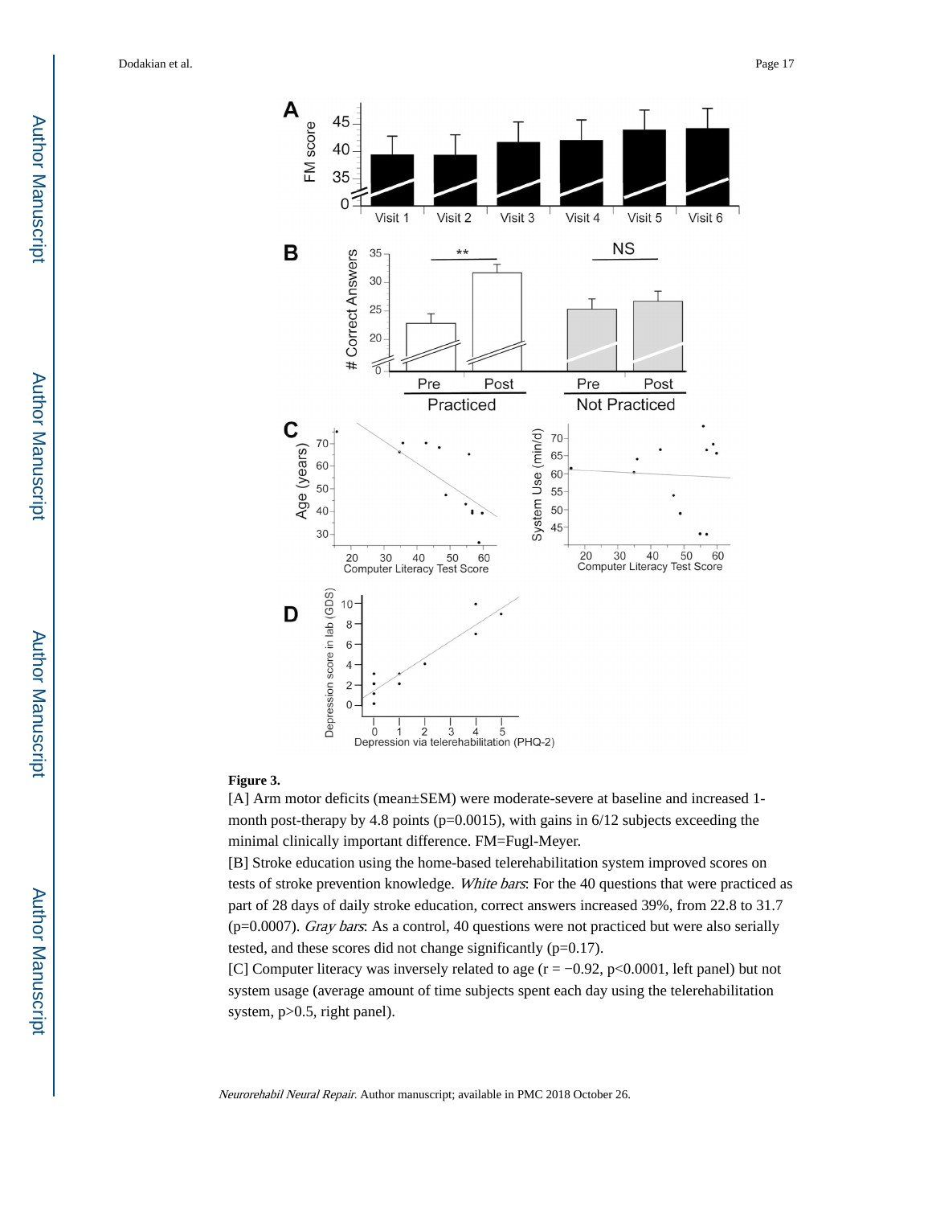**Figure 3.**

[A] Arm motor deficits (mean±SEM) were moderate-severe at baseline and increased 1-month post-therapy by 4.8 points ($p=0.0015$), with gains in 6/12 subjects exceeding the minimal clinically important difference. FM=Fugl-Meyer.

[B] Stroke education using the home-based telerehabilitation system improved scores on tests of stroke prevention knowledge. *White bars*: For the 40 questions that were practiced as part of 28 days of daily stroke education, correct answers increased 39%, from 22.8 to 31.7 ($p=0.0007$). *Gray bars*: As a control, 40 questions were not practiced but were also serially tested, and these scores did not change significantly ($p=0.17$).

[C] Computer literacy was inversely related to age ($r = -0.92$, $p<0.0001$, left panel) but not system usage (average amount of time subjects spent each day using the telerehabilitation system, $p>0.5$, right panel).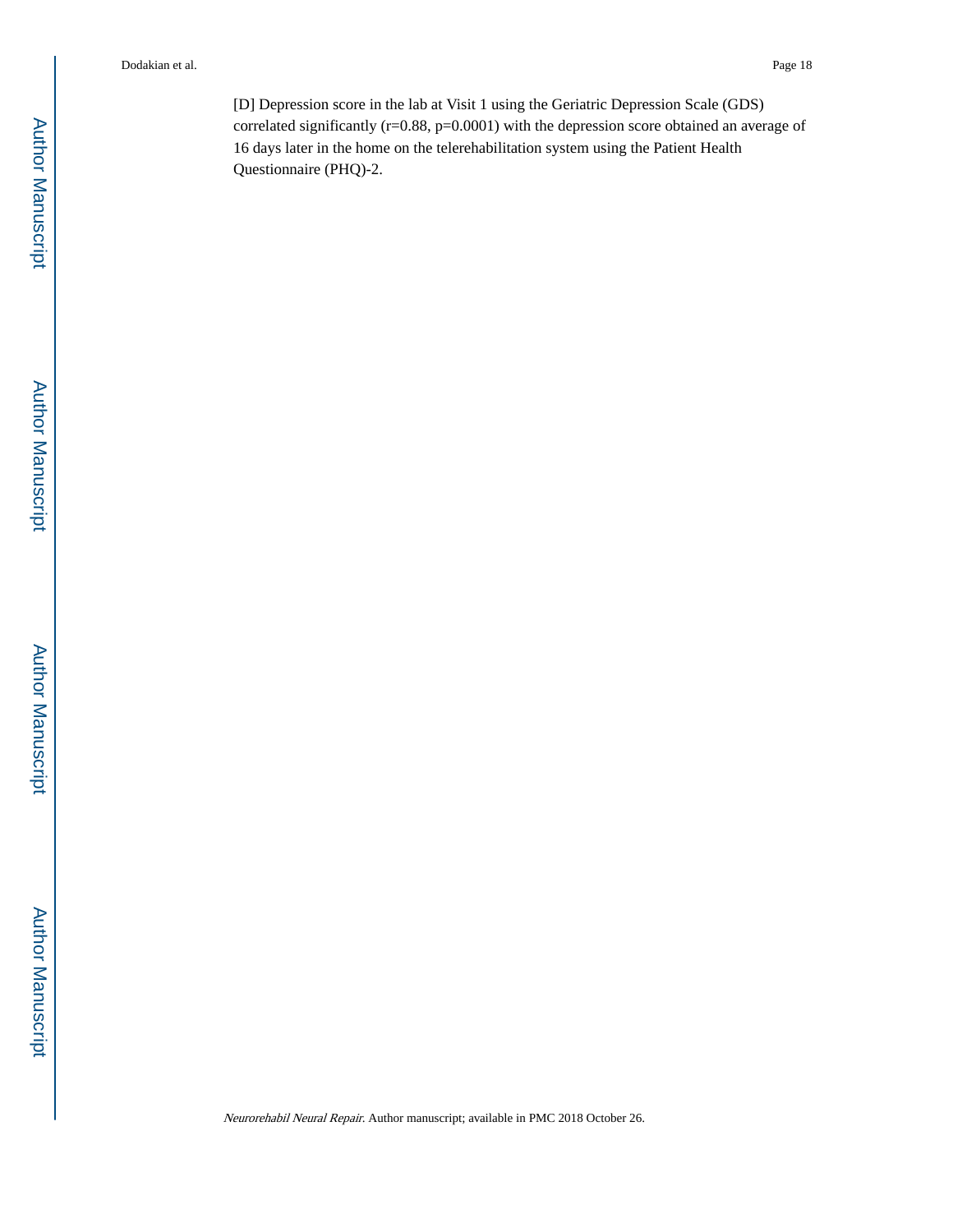[D] Depression score in the lab at Visit 1 using the Geriatric Depression Scale (GDS) correlated significantly ($r=0.88$, $p=0.0001$) with the depression score obtained an average of 16 days later in the home on the telerehabilitation system using the Patient Health Questionnaire (PHQ)-2.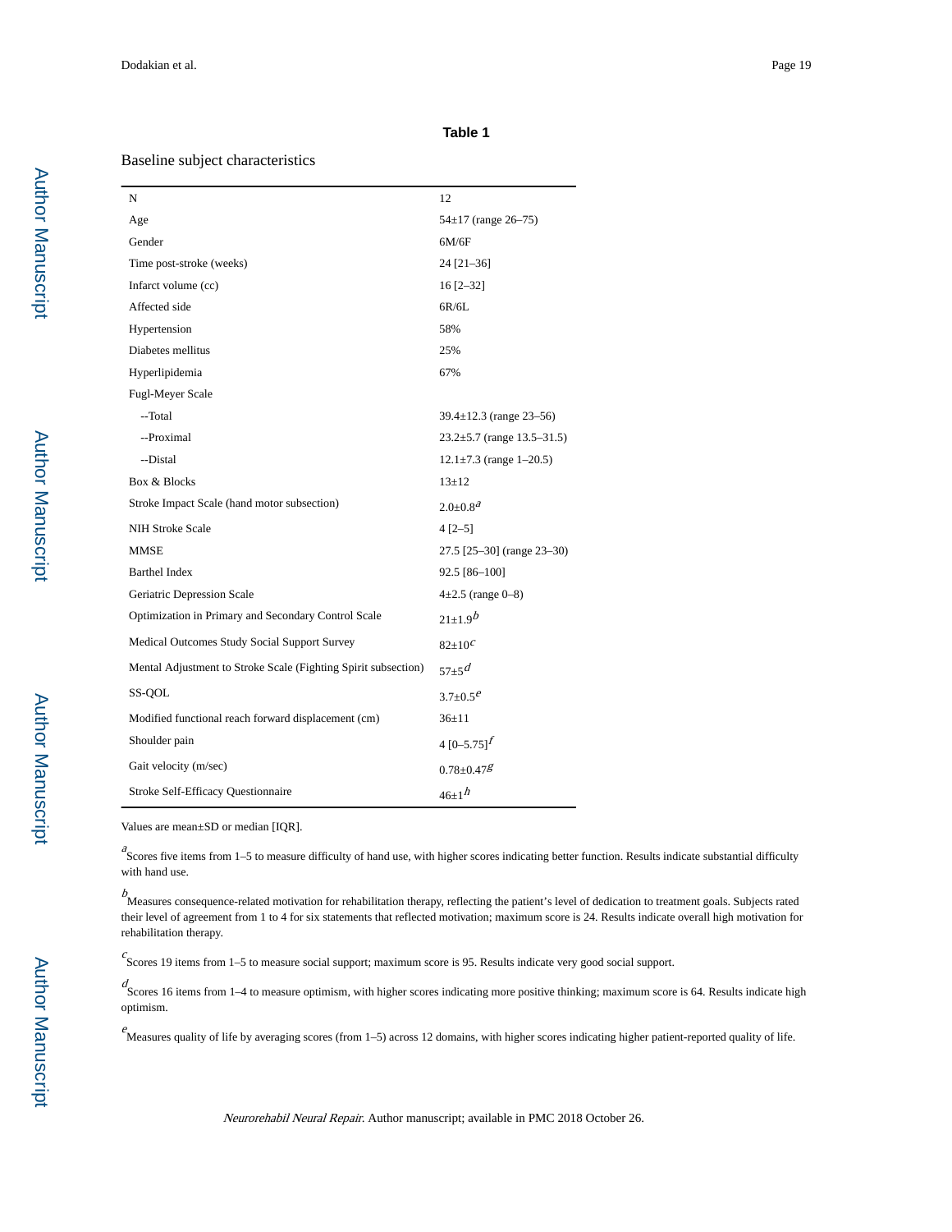## Table 1

Baseline subject characteristics

| | |
|---|---|
| N | 12 |
| Age | 54±17 (range 26–75) |
| Gender | 6M/6F |
| Time post-stroke (weeks) | 24 [21–36] |
| Infarct volume (cc) | 16 [2–32] |
| Affected side | 6R/6L |
| Hypertension | 58% |
| Diabetes mellitus | 25% |
| Hyperlipidemia | 67% |
| Fugl-Meyer Scale | |
| --Total | 39.4±12.3 (range 23–56) |
| --Proximal | 23.2±5.7 (range 13.5–31.5) |
| --Distal | 12.1±7.3 (range 1–20.5) |
| Box & Blocks | 13±12 |
| Stroke Impact Scale (hand motor subsection) | 2.0±0.8[a] |
| NIH Stroke Scale | 4 [2–5] |
| MMSE | 27.5 [25–30] (range 23–30) |
| Barthel Index | 92.5 [86–100] |
| Geriatric Depression Scale | 4±2.5 (range 0–8) |
| Optimization in Primary and Secondary Control Scale | 21±1.9[b] |
| Medical Outcomes Study Social Support Survey | 82±10[c] |
| Mental Adjustment to Stroke Scale (Fighting Spirit subsection) | 57±5[d] |
| SS-QOL | 3.7±0.5[e] |
| Modified functional reach forward displacement (cm) | 36±11 |
| Shoulder pain | 4 [0–5.75][f] |
| Gait velocity (m/sec) | 0.78±0.47[g] |
| Stroke Self-Efficacy Questionnaire | 46±1[h] |

Values are mean±SD or median [IQR].

[a] Scores five items from 1–5 to measure difficulty of hand use, with higher scores indicating better function. Results indicate substantial difficulty with hand use.

[b] Measures consequence-related motivation for rehabilitation therapy, reflecting the patient's level of dedication to treatment goals. Subjects rated their level of agreement from 1 to 4 for six statements that reflected motivation; maximum score is 24. Results indicate overall high motivation for rehabilitation therapy.

[c] Scores 19 items from 1–5 to measure social support; maximum score is 95. Results indicate very good social support.

[d] Scores 16 items from 1–4 to measure optimism, with higher scores indicating more positive thinking; maximum score is 64. Results indicate high optimism.

[e] Measures quality of life by averaging scores (from 1–5) across 12 domains, with higher scores indicating higher patient-reported quality of life.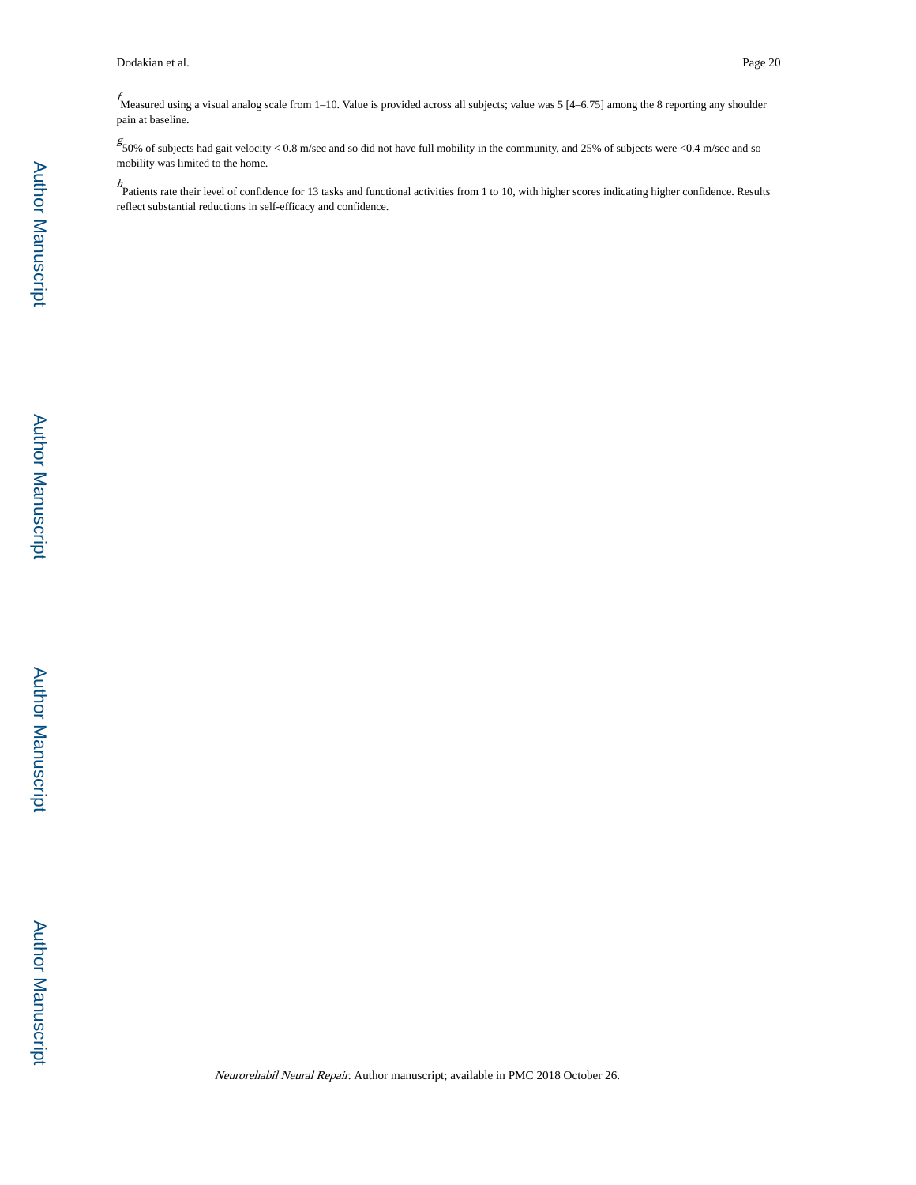[f] Measured using a visual analog scale from 1–10. Value is provided across all subjects; value was 5 [4–6.75] among the 8 reporting any shoulder pain at baseline.

[g] 50% of subjects had gait velocity < 0.8 m/sec and so did not have full mobility in the community, and 25% of subjects were <0.4 m/sec and so mobility was limited to the home.

[h] Patients rate their level of confidence for 13 tasks and functional activities from 1 to 10, with higher scores indicating higher confidence. Results reflect substantial reductions in self-efficacy and confidence.